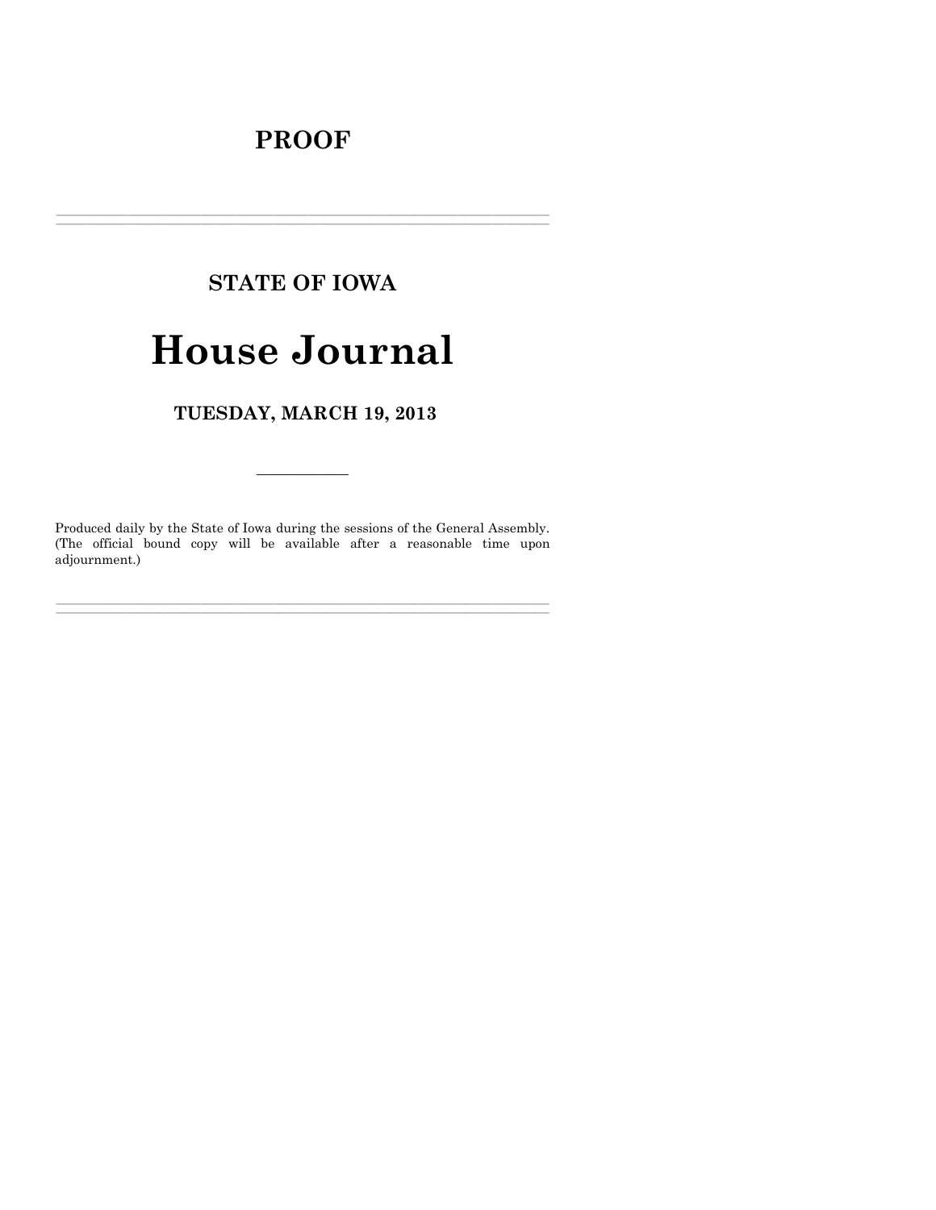# PROOF

---

## STATE OF IOWA

# House Journal

## TUESDAY, MARCH 19, 2013

---

Produced daily by the State of Iowa during the sessions of the General Assembly. (The official bound copy will be available after a reasonable time upon adjournment.)

---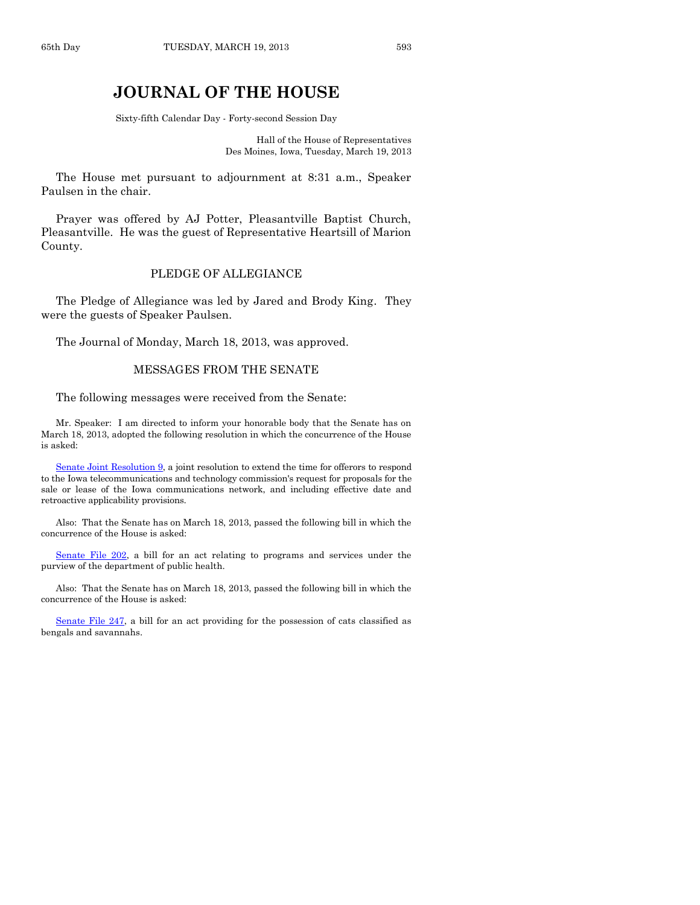# JOURNAL OF THE HOUSE

Sixty-fifth Calendar Day - Forty-second Session Day

Hall of the House of Representatives
Des Moines, Iowa, Tuesday, March 19, 2013

The House met pursuant to adjournment at 8:31 a.m., Speaker Paulsen in the chair.

Prayer was offered by AJ Potter, Pleasantville Baptist Church, Pleasantville. He was the guest of Representative Heartsill of Marion County.

## PLEDGE OF ALLEGIANCE

The Pledge of Allegiance was led by Jared and Brody King. They were the guests of Speaker Paulsen.

The Journal of Monday, March 18, 2013, was approved.

## MESSAGES FROM THE SENATE

The following messages were received from the Senate:

Mr. Speaker: I am directed to inform your honorable body that the Senate has on March 18, 2013, adopted the following resolution in which the concurrence of the House is asked:

Senate Joint Resolution 9, a joint resolution to extend the time for offerors to respond to the Iowa telecommunications and technology commission's request for proposals for the sale or lease of the Iowa communications network, and including effective date and retroactive applicability provisions.

Also: That the Senate has on March 18, 2013, passed the following bill in which the concurrence of the House is asked:

Senate File 202, a bill for an act relating to programs and services under the purview of the department of public health.

Also: That the Senate has on March 18, 2013, passed the following bill in which the concurrence of the House is asked:

Senate File 247, a bill for an act providing for the possession of cats classified as bengals and savannahs.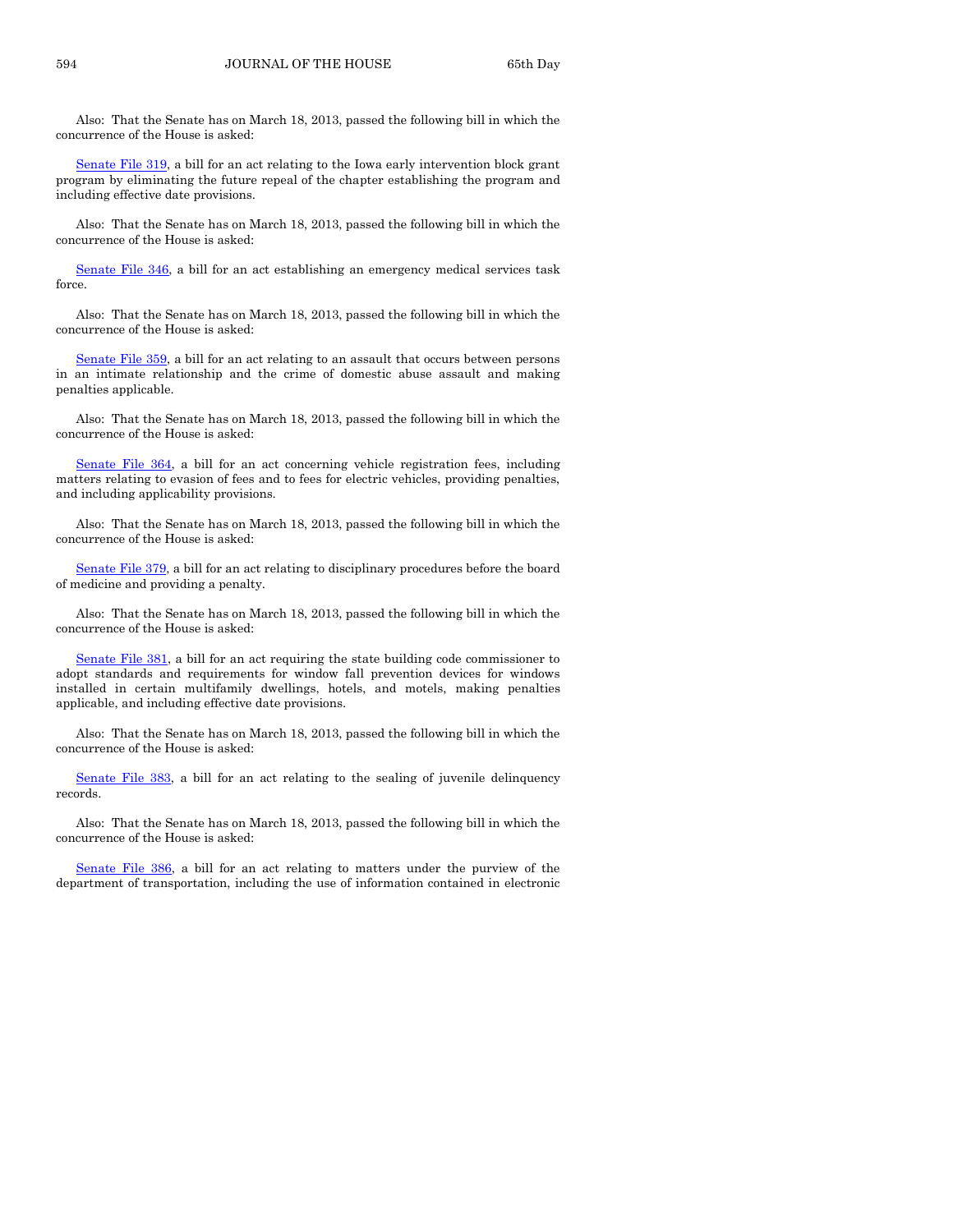Also: That the Senate has on March 18, 2013, passed the following bill in which the concurrence of the House is asked:

Senate File 319, a bill for an act relating to the Iowa early intervention block grant program by eliminating the future repeal of the chapter establishing the program and including effective date provisions.

Also: That the Senate has on March 18, 2013, passed the following bill in which the concurrence of the House is asked:

Senate File 346, a bill for an act establishing an emergency medical services task force.

Also: That the Senate has on March 18, 2013, passed the following bill in which the concurrence of the House is asked:

Senate File 359, a bill for an act relating to an assault that occurs between persons in an intimate relationship and the crime of domestic abuse assault and making penalties applicable.

Also: That the Senate has on March 18, 2013, passed the following bill in which the concurrence of the House is asked:

Senate File 364, a bill for an act concerning vehicle registration fees, including matters relating to evasion of fees and to fees for electric vehicles, providing penalties, and including applicability provisions.

Also: That the Senate has on March 18, 2013, passed the following bill in which the concurrence of the House is asked:

Senate File 379, a bill for an act relating to disciplinary procedures before the board of medicine and providing a penalty.

Also: That the Senate has on March 18, 2013, passed the following bill in which the concurrence of the House is asked:

Senate File 381, a bill for an act requiring the state building code commissioner to adopt standards and requirements for window fall prevention devices for windows installed in certain multifamily dwellings, hotels, and motels, making penalties applicable, and including effective date provisions.

Also: That the Senate has on March 18, 2013, passed the following bill in which the concurrence of the House is asked:

Senate File 383, a bill for an act relating to the sealing of juvenile delinquency records.

Also: That the Senate has on March 18, 2013, passed the following bill in which the concurrence of the House is asked:

Senate File 386, a bill for an act relating to matters under the purview of the department of transportation, including the use of information contained in electronic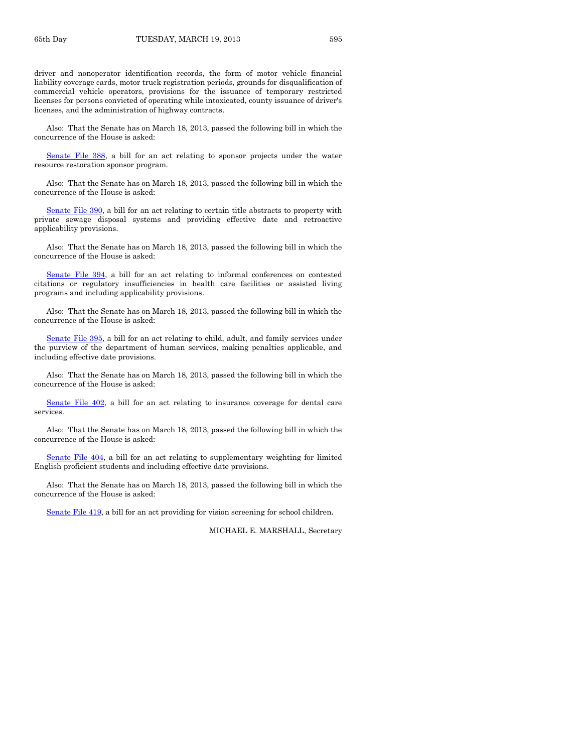driver and nonoperator identification records, the form of motor vehicle financial liability coverage cards, motor truck registration periods, grounds for disqualification of commercial vehicle operators, provisions for the issuance of temporary restricted licenses for persons convicted of operating while intoxicated, county issuance of driver's licenses, and the administration of highway contracts.

Also: That the Senate has on March 18, 2013, passed the following bill in which the concurrence of the House is asked:

Senate File 388, a bill for an act relating to sponsor projects under the water resource restoration sponsor program.

Also: That the Senate has on March 18, 2013, passed the following bill in which the concurrence of the House is asked:

Senate File 390, a bill for an act relating to certain title abstracts to property with private sewage disposal systems and providing effective date and retroactive applicability provisions.

Also: That the Senate has on March 18, 2013, passed the following bill in which the concurrence of the House is asked:

Senate File 394, a bill for an act relating to informal conferences on contested citations or regulatory insufficiencies in health care facilities or assisted living programs and including applicability provisions.

Also: That the Senate has on March 18, 2013, passed the following bill in which the concurrence of the House is asked:

Senate File 395, a bill for an act relating to child, adult, and family services under the purview of the department of human services, making penalties applicable, and including effective date provisions.

Also: That the Senate has on March 18, 2013, passed the following bill in which the concurrence of the House is asked:

Senate File 402, a bill for an act relating to insurance coverage for dental care services.

Also: That the Senate has on March 18, 2013, passed the following bill in which the concurrence of the House is asked:

Senate File 404, a bill for an act relating to supplementary weighting for limited English proficient students and including effective date provisions.

Also: That the Senate has on March 18, 2013, passed the following bill in which the concurrence of the House is asked:

Senate File 419, a bill for an act providing for vision screening for school children.

MICHAEL E. MARSHALL, Secretary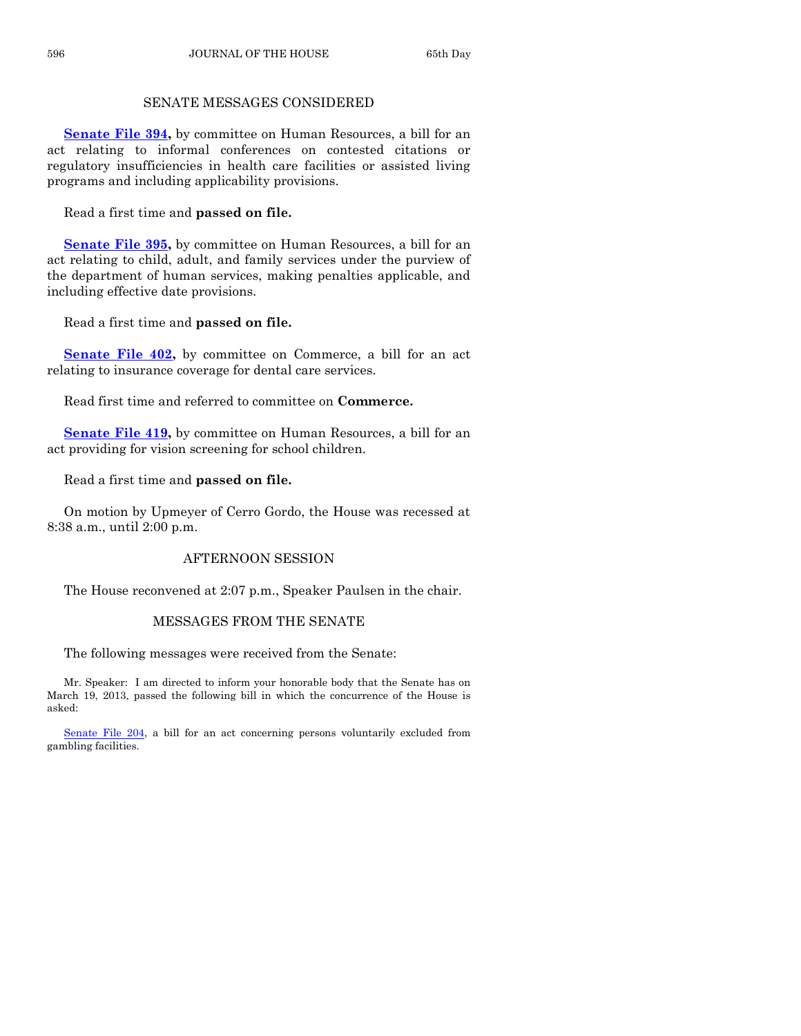## SENATE MESSAGES CONSIDERED

**Senate File 394,** by committee on Human Resources, a bill for an act relating to informal conferences on contested citations or regulatory insufficiencies in health care facilities or assisted living programs and including applicability provisions.

Read a first time and **passed on file.**

**Senate File 395,** by committee on Human Resources, a bill for an act relating to child, adult, and family services under the purview of the department of human services, making penalties applicable, and including effective date provisions.

Read a first time and **passed on file.**

**Senate File 402,** by committee on Commerce, a bill for an act relating to insurance coverage for dental care services.

Read first time and referred to committee on **Commerce.**

**Senate File 419,** by committee on Human Resources, a bill for an act providing for vision screening for school children.

Read a first time and **passed on file.**

On motion by Upmeyer of Cerro Gordo, the House was recessed at 8:38 a.m., until 2:00 p.m.

## AFTERNOON SESSION

The House reconvened at 2:07 p.m., Speaker Paulsen in the chair.

## MESSAGES FROM THE SENATE

The following messages were received from the Senate:

Mr. Speaker: I am directed to inform your honorable body that the Senate has on March 19, 2013, passed the following bill in which the concurrence of the House is asked:

Senate File 204, a bill for an act concerning persons voluntarily excluded from gambling facilities.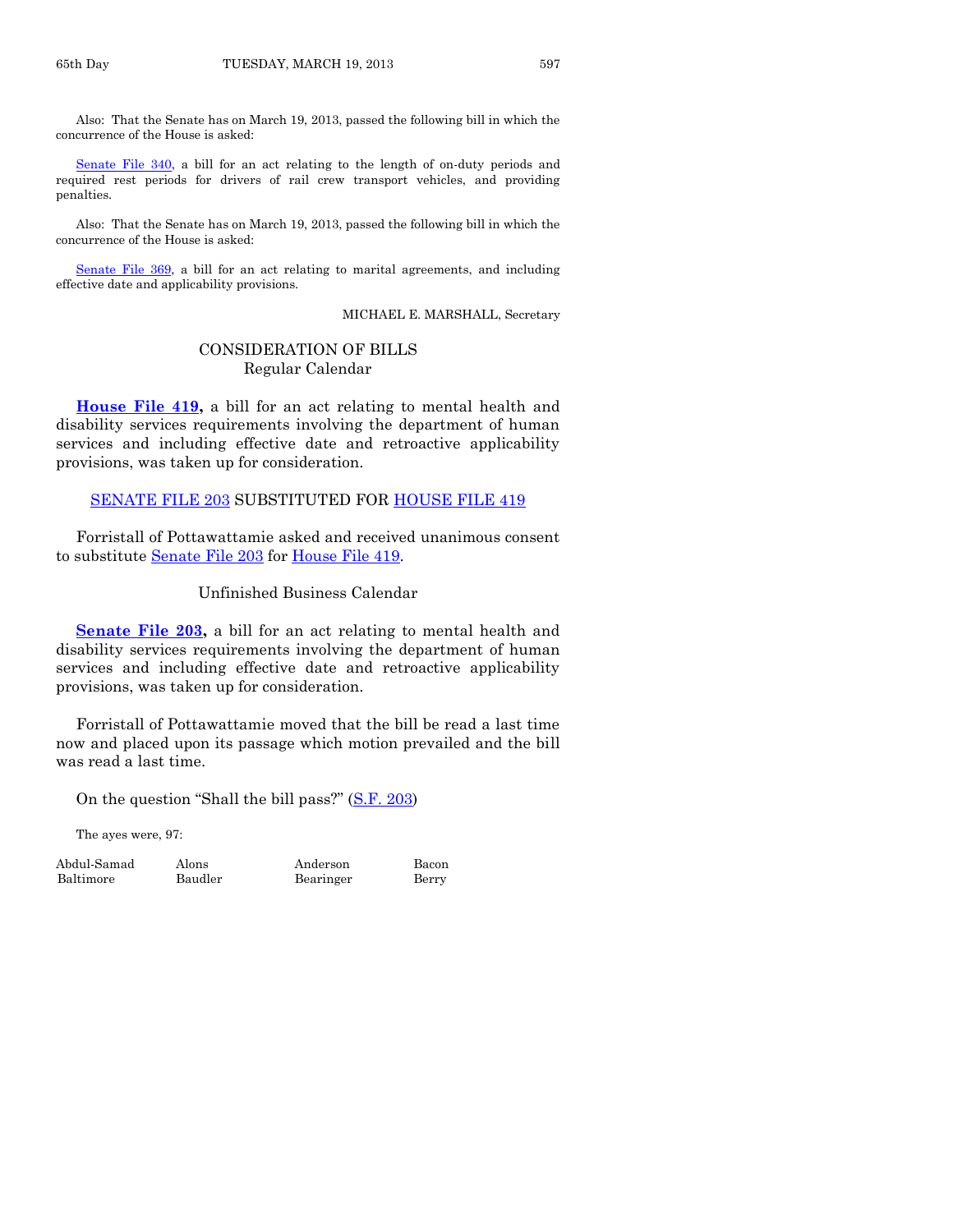Also: That the Senate has on March 19, 2013, passed the following bill in which the concurrence of the House is asked:

Senate File 340, a bill for an act relating to the length of on-duty periods and required rest periods for drivers of rail crew transport vehicles, and providing penalties.

Also: That the Senate has on March 19, 2013, passed the following bill in which the concurrence of the House is asked:

Senate File 369, a bill for an act relating to marital agreements, and including effective date and applicability provisions.

MICHAEL E. MARSHALL, Secretary

## CONSIDERATION OF BILLS
### Regular Calendar

**House File 419,** a bill for an act relating to mental health and disability services requirements involving the department of human services and including effective date and retroactive applicability provisions, was taken up for consideration.

SENATE FILE 203 SUBSTITUTED FOR HOUSE FILE 419

Forristall of Pottawattamie asked and received unanimous consent to substitute Senate File 203 for House File 419.

### Unfinished Business Calendar

**Senate File 203,** a bill for an act relating to mental health and disability services requirements involving the department of human services and including effective date and retroactive applicability provisions, was taken up for consideration.

Forristall of Pottawattamie moved that the bill be read a last time now and placed upon its passage which motion prevailed and the bill was read a last time.

On the question "Shall the bill pass?" (S.F. 203)

The ayes were, 97:

| | | | |
|---|---|---|---|
| Abdul-Samad | Alons | Anderson | Bacon |
| Baltimore | Baudler | Bearinger | Berry |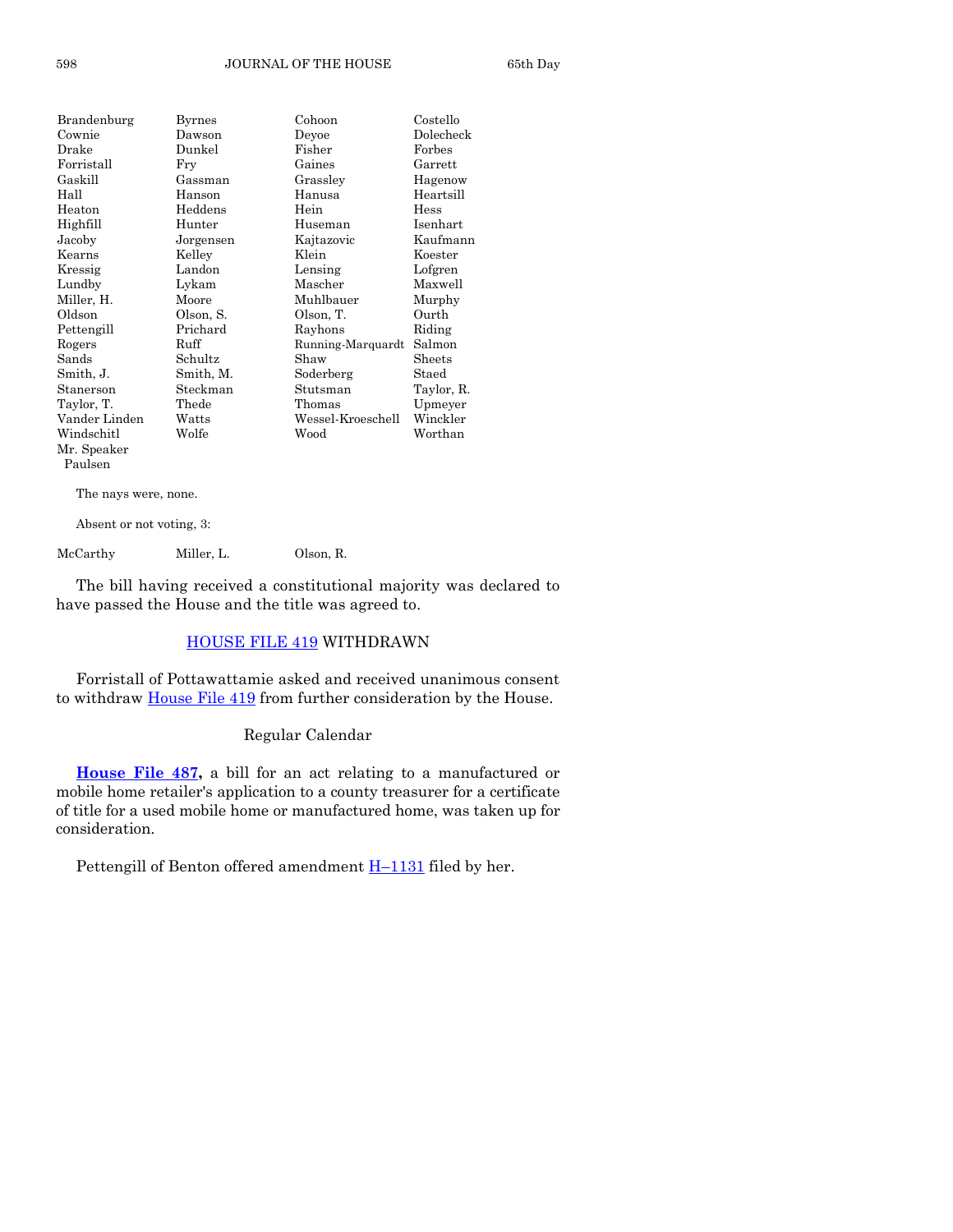| | | | |
|---|---|---|---|
| Brandenburg | Byrnes | Cohoon | Costello |
| Cownie | Dawson | Deyoe | Dolecheck |
| Drake | Dunkel | Fisher | Forbes |
| Forristall | Fry | Gaines | Garrett |
| Gaskill | Gassman | Grassley | Hagenow |
| Hall | Hanson | Hanusa | Heartsill |
| Heaton | Heddens | Hein | Hess |
| Highfill | Hunter | Huseman | Isenhart |
| Jacoby | Jorgensen | Kajtazovic | Kaufmann |
| Kearns | Kelley | Klein | Koester |
| Kressig | Landon | Lensing | Lofgren |
| Lundby | Lykam | Mascher | Maxwell |
| Miller, H. | Moore | Muhlbauer | Murphy |
| Oldson | Olson, S. | Olson, T. | Ourth |
| Pettengill | Prichard | Rayhons | Riding |
| Rogers | Ruff | Running-Marquardt | Salmon |
| Sands | Schultz | Shaw | Sheets |
| Smith, J. | Smith, M. | Soderberg | Staed |
| Staneron | Steckman | Stutsman | Taylor, R. |
| Taylor, T. | Thede | Thomas | Upmeyer |
| Vander Linden | Watts | Wessel-Kroeschell | Winckler |
| Windschitl | Wolfe | Wood | Worthan |
| Mr. Speaker Paulsen | | | |

The nays were, none.

Absent or not voting, 3:

| | | |
|---|---|---|
| McCarthy | Miller, L. | Olson, R. |

The bill having received a constitutional majority was declared to have passed the House and the title was agreed to.

## HOUSE FILE 419 WITHDRAWN

Forristall of Pottawattamie asked and received unanimous consent to withdraw House File 419 from further consideration by the House.

## Regular Calendar

**House File 487,** a bill for an act relating to a manufactured or mobile home retailer's application to a county treasurer for a certificate of title for a used mobile home or manufactured home, was taken up for consideration.

Pettengill of Benton offered amendment H–1131 filed by her.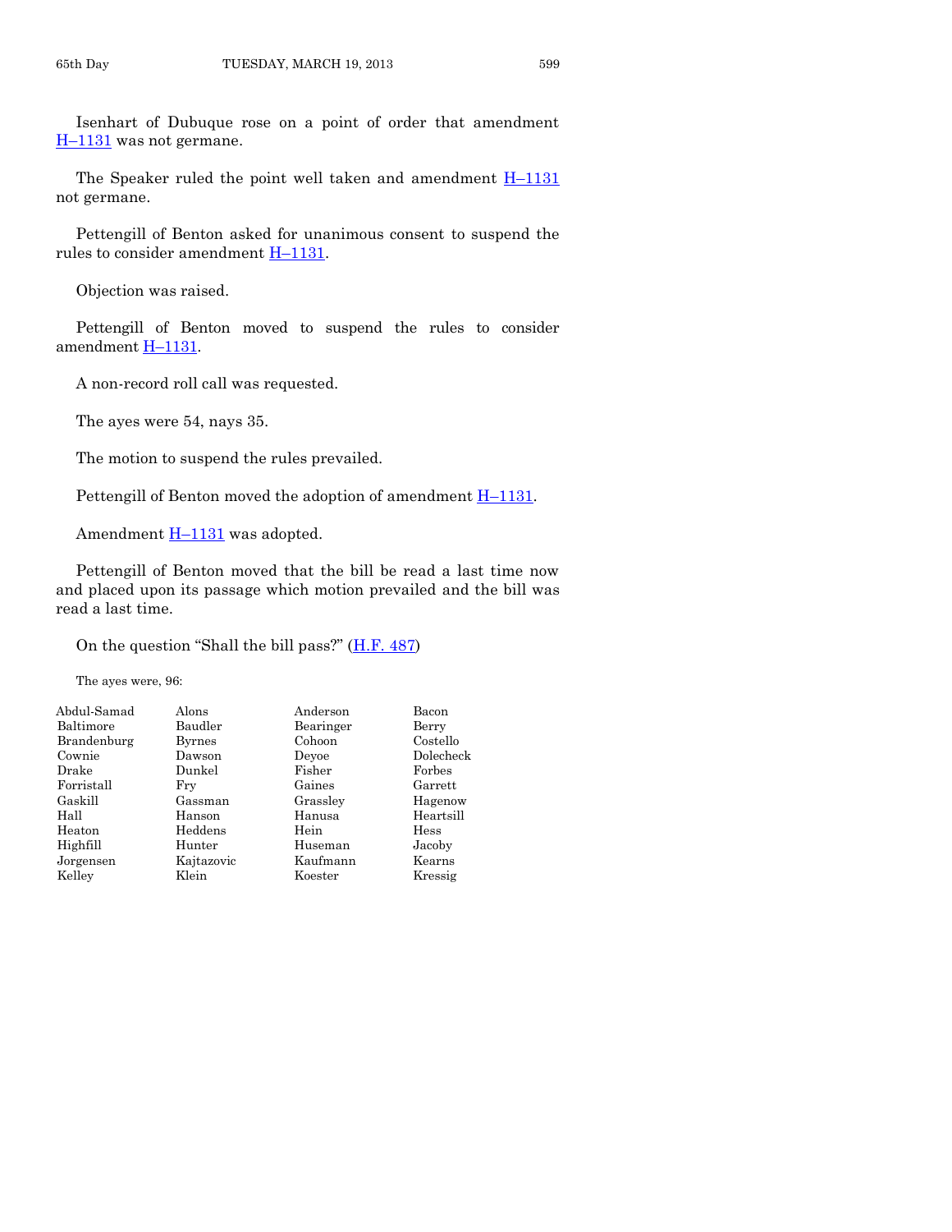Isenhart of Dubuque rose on a point of order that amendment H–1131 was not germane.

The Speaker ruled the point well taken and amendment H–1131 not germane.

Pettengill of Benton asked for unanimous consent to suspend the rules to consider amendment H–1131.

Objection was raised.

Pettengill of Benton moved to suspend the rules to consider amendment H–1131.

A non-record roll call was requested.

The ayes were 54, nays 35.

The motion to suspend the rules prevailed.

Pettengill of Benton moved the adoption of amendment H–1131.

Amendment H–1131 was adopted.

Pettengill of Benton moved that the bill be read a last time now and placed upon its passage which motion prevailed and the bill was read a last time.

On the question "Shall the bill pass?" (H.F. 487)

The ayes were, 96:

| | | | |
|---|---|---|---|
| Abdul-Samad | Alons | Anderson | Bacon |
| Baltimore | Baudler | Bearinger | Berry |
| Brandenburg | Byrnes | Cohoon | Costello |
| Cownie | Dawson | Deyoe | Dolecheck |
| Drake | Dunkel | Fisher | Forbes |
| Forristall | Fry | Gaines | Garrett |
| Gaskill | Gassman | Grassley | Hagenow |
| Hall | Hanson | Hanusa | Heartsill |
| Heaton | Heddens | Hein | Hess |
| Highfill | Hunter | Huseman | Jacoby |
| Jorgensen | Kajtazovic | Kaufmann | Kearns |
| Kelley | Klein | Koester | Kressig |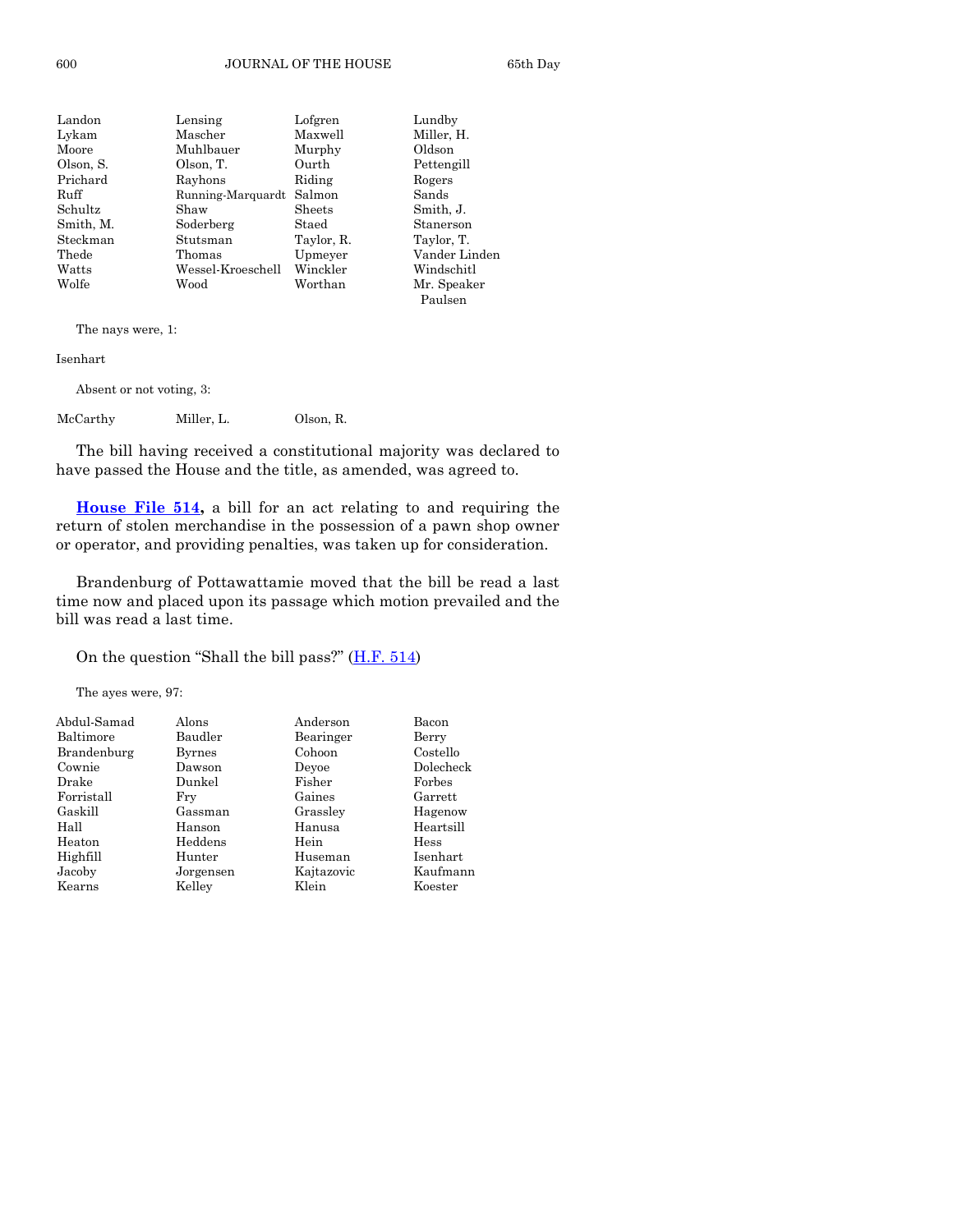| | | | |
|---|---|---|---|
| Landon | Lensing | Lofgren | Lundby |
| Lykam | Mascher | Maxwell | Miller, H. |
| Moore | Muhlbauer | Murphy | Oldson |
| Olson, S. | Olson, T. | Ourth | Pettengill |
| Prichard | Rayhons | Riding | Rogers |
| Ruff | Running-Marquardt | Salmon | Sands |
| Schultz | Shaw | Sheets | Smith, J. |
| Smith, M. | Soderberg | Staed | Stanerson |
| Steckman | Stutsman | Taylor, R. | Taylor, T. |
| Thede | Thomas | Upmeyer | Vander Linden |
| Watts | Wessel-Kroeschell | Winckler | Windschitl |
| Wolfe | Wood | Worthan | Mr. Speaker Paulsen |

The nays were, 1:

Isenhart

Absent or not voting, 3:

| | | |
|---|---|---|
| McCarthy | Miller, L. | Olson, R. |

The bill having received a constitutional majority was declared to have passed the House and the title, as amended, was agreed to.

**House File 514,** a bill for an act relating to and requiring the return of stolen merchandise in the possession of a pawn shop owner or operator, and providing penalties, was taken up for consideration.

Brandenburg of Pottawattamie moved that the bill be read a last time now and placed upon its passage which motion prevailed and the bill was read a last time.

On the question "Shall the bill pass?" (H.F. 514)

The ayes were, 97:

| | | | |
|---|---|---|---|
| Abdul-Samad | Alons | Anderson | Bacon |
| Baltimore | Baudler | Bearinger | Berry |
| Brandenburg | Byrnes | Cohoon | Costello |
| Cownie | Dawson | Deyoe | Dolecheck |
| Drake | Dunkel | Fisher | Forbes |
| Forristall | Fry | Gaines | Garrett |
| Gaskill | Gassman | Grassley | Hagenow |
| Hall | Hanson | Hanusa | Heartsill |
| Heaton | Heddens | Hein | Hess |
| Highfill | Hunter | Huseman | Isenhart |
| Jacoby | Jorgensen | Kajtazovic | Kaufmann |
| Kearns | Kelley | Klein | Koester |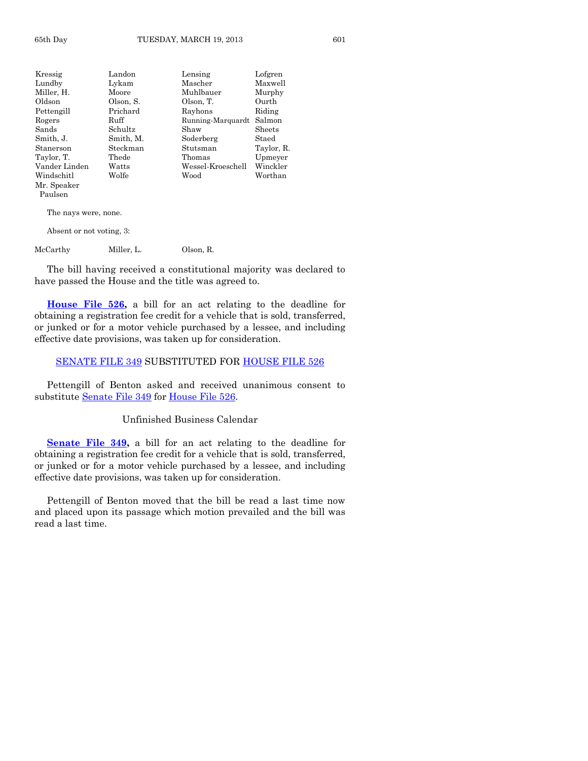| | | | |
|---|---|---|---|
| Kressig | Landon | Lensing | Lofgren |
| Lundby | Lykam | Mascher | Maxwell |
| Miller, H. | Moore | Muhlbauer | Murphy |
| Oldson | Olson, S. | Olson, T. | Ourth |
| Pettengill | Prichard | Rayhons | Riding |
| Rogers | Ruff | Running-Marquardt | Salmon |
| Sands | Schultz | Shaw | Sheets |
| Smith, J. | Smith, M. | Soderberg | Staed |
| Stanerson | Steckman | Stutsman | Taylor, R. |
| Taylor, T. | Thede | Thomas | Upmeyer |
| Vander Linden | Watts | Wessel-Kroeschell | Winckler |
| Windschitl | Wolfe | Wood | Worthan |
| Mr. Speaker Paulsen | | | |

The nays were, none.

Absent or not voting, 3:

| | | |
|---|---|---|
| McCarthy | Miller, L. | Olson, R. |

The bill having received a constitutional majority was declared to have passed the House and the title was agreed to.

**House File 526,** a bill for an act relating to the deadline for obtaining a registration fee credit for a vehicle that is sold, transferred, or junked or for a motor vehicle purchased by a lessee, and including effective date provisions, was taken up for consideration.

SENATE FILE 349 SUBSTITUTED FOR HOUSE FILE 526

Pettengill of Benton asked and received unanimous consent to substitute Senate File 349 for House File 526.

Unfinished Business Calendar

**Senate File 349,** a bill for an act relating to the deadline for obtaining a registration fee credit for a vehicle that is sold, transferred, or junked or for a motor vehicle purchased by a lessee, and including effective date provisions, was taken up for consideration.

Pettengill of Benton moved that the bill be read a last time now and placed upon its passage which motion prevailed and the bill was read a last time.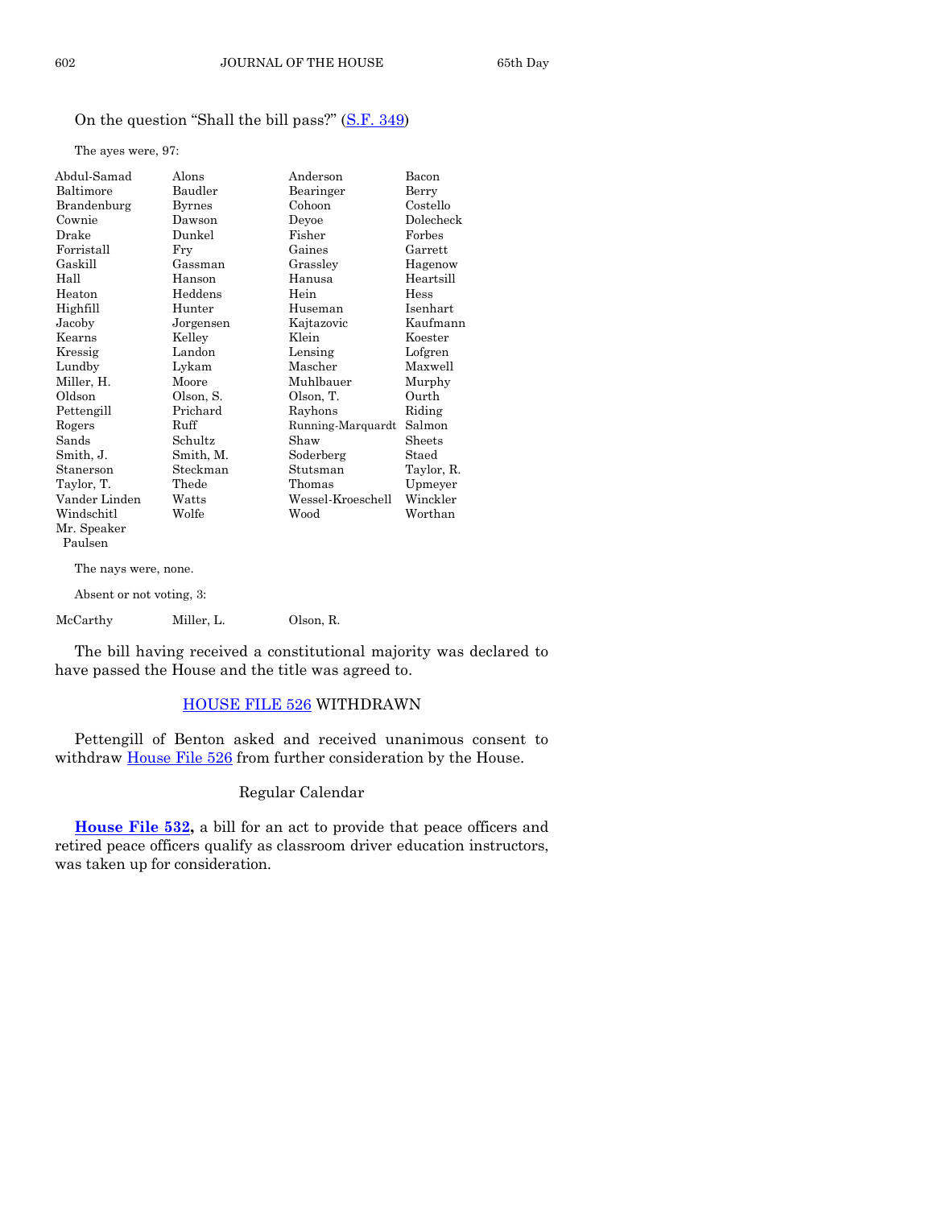On the question "Shall the bill pass?" (S.F. 349)

The ayes were, 97:

| | | | |
|---|---|---|---|
| Abdul-Samad | Alons | Anderson | Bacon |
| Baltimore | Baudler | Bearinger | Berry |
| Brandenburg | Byrnes | Cohoon | Costello |
| Cownie | Dawson | Deyoe | Dolecheck |
| Drake | Dunkel | Fisher | Forbes |
| Forristall | Fry | Gaines | Garrett |
| Gaskill | Gassman | Grassley | Hagenow |
| Hall | Hanson | Hanusa | Heartsill |
| Heaton | Heddens | Hein | Hess |
| Highfill | Hunter | Huseman | Isenhart |
| Jacoby | Jorgensen | Kajtazovic | Kaufmann |
| Kearns | Kelley | Klein | Koester |
| Kressig | Landon | Lensing | Lofgren |
| Lundby | Lykam | Mascher | Maxwell |
| Miller, H. | Moore | Muhlbauer | Murphy |
| Oldson | Olson, S. | Olson, T. | Ourth |
| Pettengill | Prichard | Rayhons | Riding |
| Rogers | Ruff | Running-Marquardt | Salmon |
| Sands | Schultz | Shaw | Sheets |
| Smith, J. | Smith, M. | Soderberg | Staed |
| Staneron | Steckman | Stutsman | Taylor, R. |
| Taylor, T. | Thede | Thomas | Upmeyer |
| Vander Linden | Watts | Wessel-Kroeschell | Winckler |
| Windschitl | Wolfe | Wood | Worthan |
| Mr. Speaker Paulsen | | | |

The nays were, none.

Absent or not voting, 3:

| | | |
|---|---|---|
| McCarthy | Miller, L. | Olson, R. |

The bill having received a constitutional majority was declared to have passed the House and the title was agreed to.

## HOUSE FILE 526 WITHDRAWN

Pettengill of Benton asked and received unanimous consent to withdraw House File 526 from further consideration by the House.

## Regular Calendar

**House File 532,** a bill for an act to provide that peace officers and retired peace officers qualify as classroom driver education instructors, was taken up for consideration.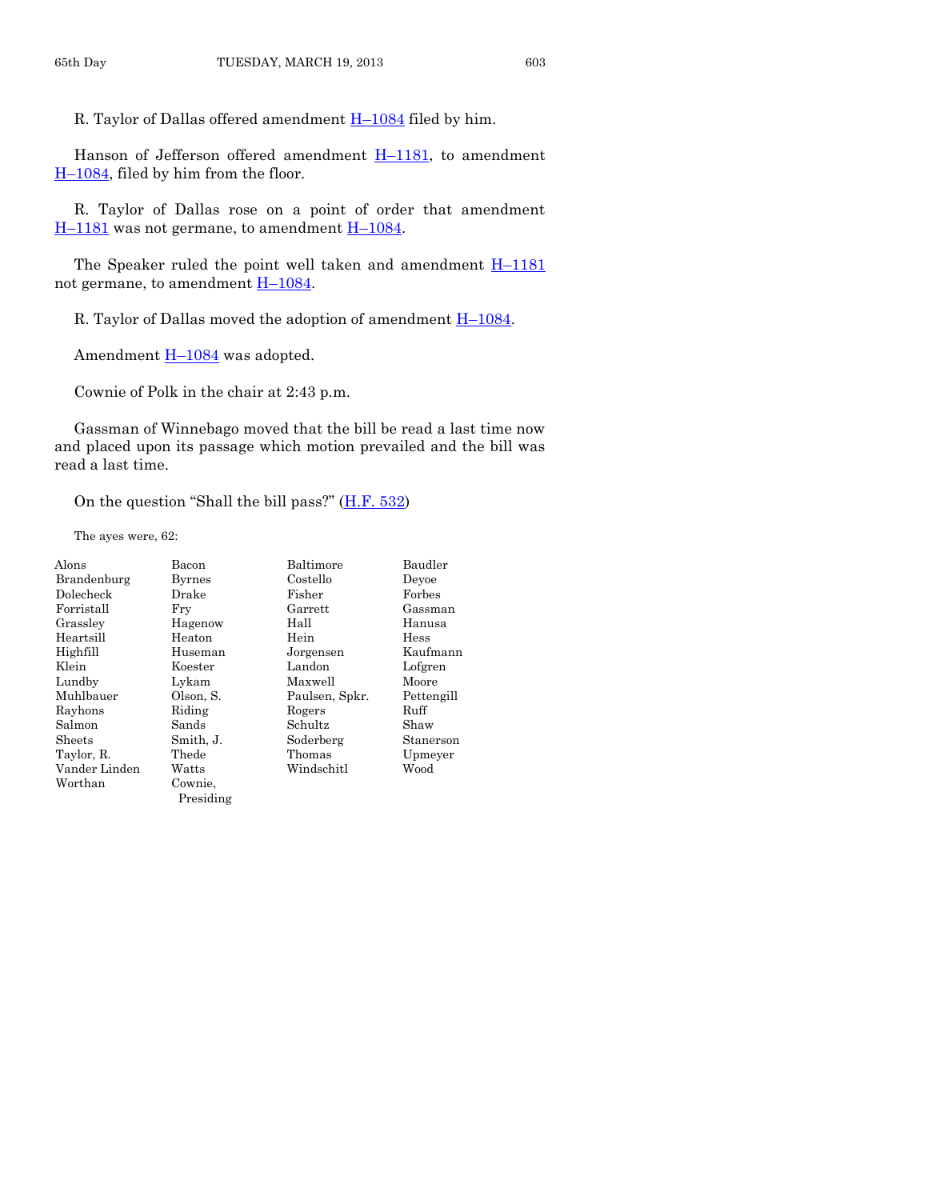R. Taylor of Dallas offered amendment H–1084 filed by him.

Hanson of Jefferson offered amendment H–1181, to amendment H–1084, filed by him from the floor.

R. Taylor of Dallas rose on a point of order that amendment H–1181 was not germane, to amendment H–1084.

The Speaker ruled the point well taken and amendment H–1181 not germane, to amendment H–1084.

R. Taylor of Dallas moved the adoption of amendment H–1084.

Amendment H–1084 was adopted.

Cownie of Polk in the chair at 2:43 p.m.

Gassman of Winnebago moved that the bill be read a last time now and placed upon its passage which motion prevailed and the bill was read a last time.

On the question "Shall the bill pass?" (H.F. 532)

The ayes were, 62:

| | | | |
|---|---|---|---|
| Alons | Bacon | Baltimore | Baudler |
| Brandenburg | Byrnes | Costello | Deyoe |
| Dolecheck | Drake | Fisher | Forbes |
| Forristall | Fry | Garrett | Gassman |
| Grassley | Hagenow | Hall | Hanusa |
| Heartsill | Heaton | Hein | Hess |
| Highfill | Huseman | Jorgensen | Kaufmann |
| Klein | Koester | Landon | Lofgren |
| Lundby | Lykam | Maxwell | Moore |
| Muhlbauer | Olson, S. | Paulsen, Spkr. | Pettengill |
| Rayhons | Riding | Rogers | Ruff |
| Salmon | Sands | Schultz | Shaw |
| Sheets | Smith, J. | Soderberg | Stanerson |
| Taylor, R. | Thede | Thomas | Upmeyer |
| Vander Linden | Watts | Windschitl | Wood |
| Worthan | Cownie, Presiding | | |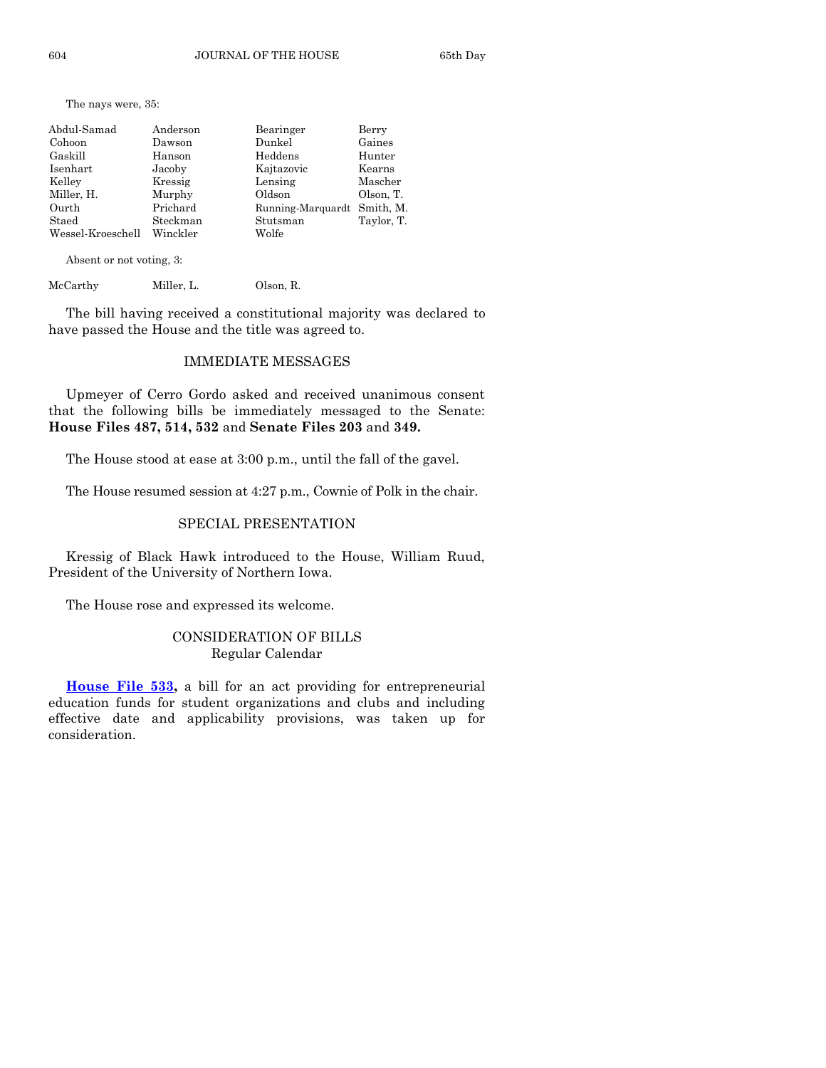The nays were, 35:

| | | | |
|---|---|---|---|
| Abdul-Samad | Anderson | Bearinger | Berry |
| Cohoon | Dawson | Dunkel | Gaines |
| Gaskill | Hanson | Heddens | Hunter |
| Isenhart | Jacoby | Kajtazovic | Kearns |
| Kelley | Kressig | Lensing | Mascher |
| Miller, H. | Murphy | Oldson | Olson, T. |
| Ourth | Prichard | Running-Marquardt | Smith, M. |
| Staed | Steckman | Stutsman | Taylor, T. |
| Wessel-Kroeschell | Winckler | Wolfe | |

Absent or not voting, 3:

| | | |
|---|---|---|
| McCarthy | Miller, L. | Olson, R. |

The bill having received a constitutional majority was declared to have passed the House and the title was agreed to.

## IMMEDIATE MESSAGES

Upmeyer of Cerro Gordo asked and received unanimous consent that the following bills be immediately messaged to the Senate: **House Files 487, 514, 532** and **Senate Files 203** and **349.**

The House stood at ease at 3:00 p.m., until the fall of the gavel.

The House resumed session at 4:27 p.m., Cownie of Polk in the chair.

## SPECIAL PRESENTATION

Kressig of Black Hawk introduced to the House, William Ruud, President of the University of Northern Iowa.

The House rose and expressed its welcome.

## CONSIDERATION OF BILLS
### Regular Calendar

**House File 533,** a bill for an act providing for entrepreneurial education funds for student organizations and clubs and including effective date and applicability provisions, was taken up for consideration.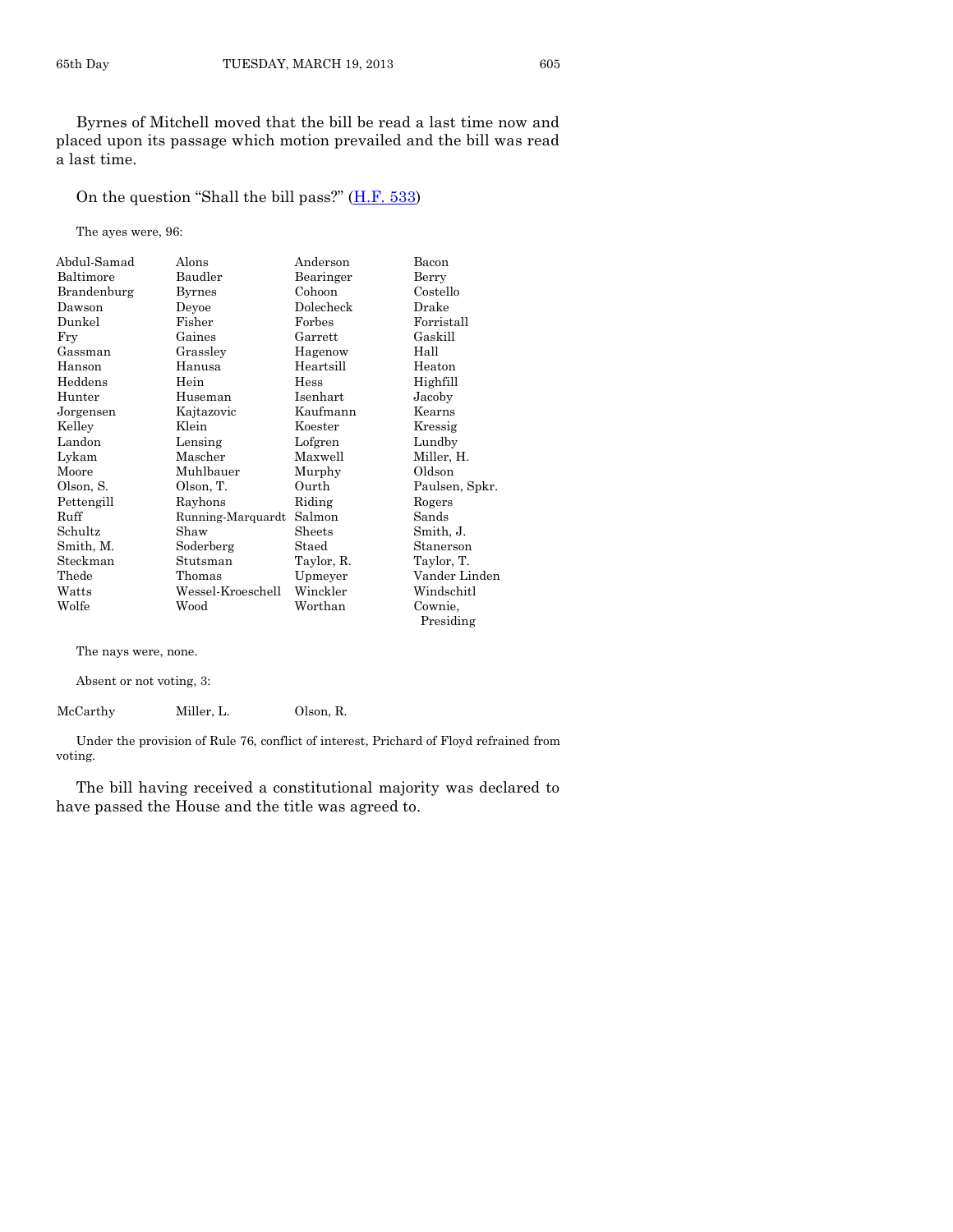Byrnes of Mitchell moved that the bill be read a last time now and placed upon its passage which motion prevailed and the bill was read a last time.

On the question "Shall the bill pass?" (H.F. 533)

The ayes were, 96:

| | | | |
|---|---|---|---|
| Abdul-Samad | Alons | Anderson | Bacon |
| Baltimore | Baudler | Bearinger | Berry |
| Brandenburg | Byrnes | Cohoon | Costello |
| Dawson | Deyoe | Dolecheck | Drake |
| Dunkel | Fisher | Forbes | Forristall |
| Fry | Gaines | Garrett | Gaskill |
| Gassman | Grassley | Hagenow | Hall |
| Hanson | Hanusa | Heartsill | Heaton |
| Heddens | Hein | Hess | Highfill |
| Hunter | Huseman | Isenhart | Jacoby |
| Jorgensen | Kajtazovic | Kaufmann | Kearns |
| Kelley | Klein | Koester | Kressig |
| Landon | Lensing | Lofgren | Lundby |
| Lykam | Mascher | Maxwell | Miller, H. |
| Moore | Muhlbauer | Murphy | Oldson |
| Olson, S. | Olson, T. | Ourth | Paulsen, Spkr. |
| Pettengill | Rayhons | Riding | Rogers |
| Ruff | Running-Marquardt | Salmon | Sands |
| Schultz | Shaw | Sheets | Smith, J. |
| Smith, M. | Soderberg | Staed | Stanerson |
| Steckman | Stutsman | Taylor, R. | Taylor, T. |
| Thede | Thomas | Upmeyer | Vander Linden |
| Watts | Wessel-Kroeschell | Winckler | Windschitl |
| Wolfe | Wood | Worthan | Cownie, Presiding |

The nays were, none.

Absent or not voting, 3:

| | | |
|---|---|---|
| McCarthy | Miller, L. | Olson, R. |

Under the provision of Rule 76, conflict of interest, Prichard of Floyd refrained from voting.

The bill having received a constitutional majority was declared to have passed the House and the title was agreed to.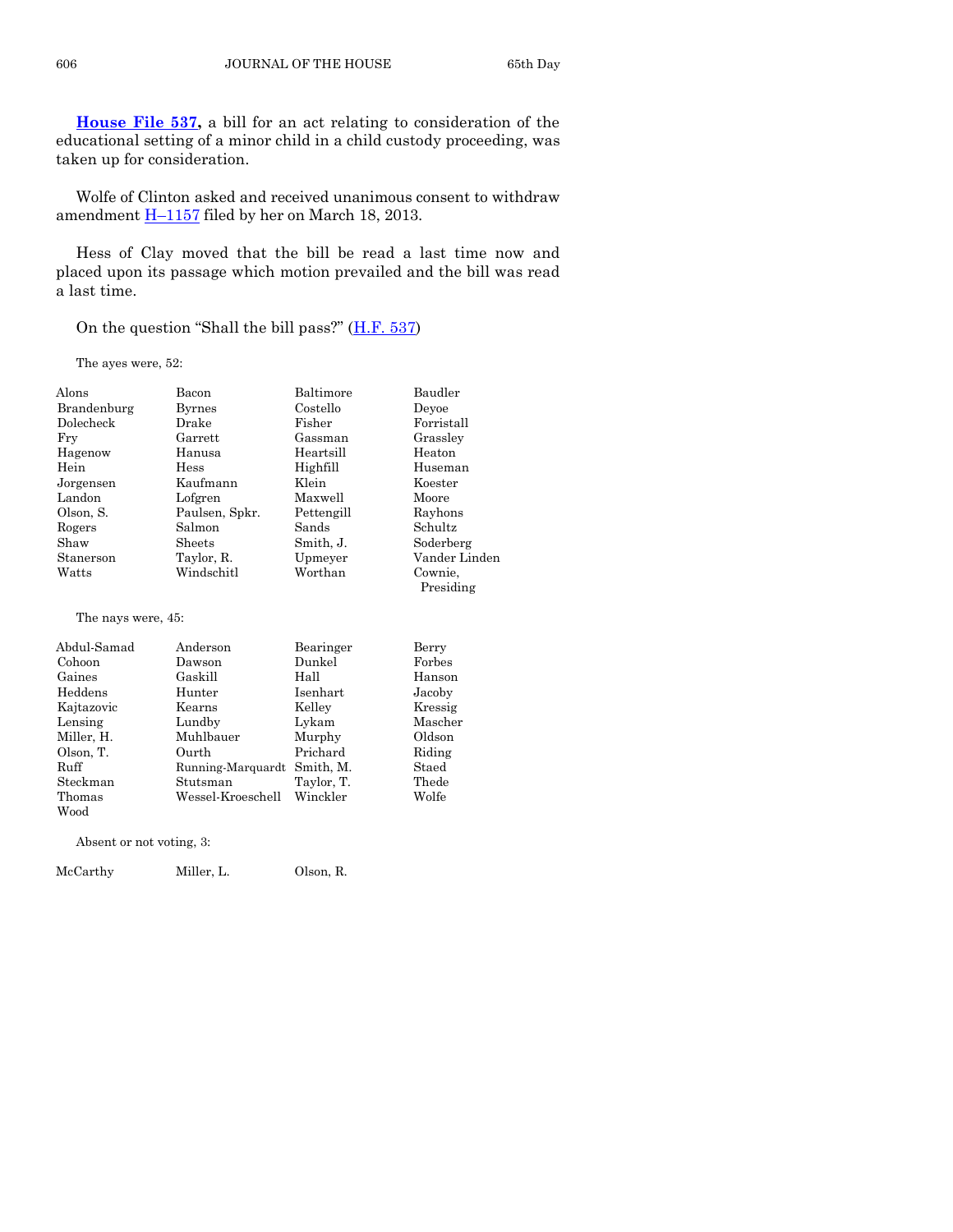**House File 537,** a bill for an act relating to consideration of the educational setting of a minor child in a child custody proceeding, was taken up for consideration.

Wolfe of Clinton asked and received unanimous consent to withdraw amendment H–1157 filed by her on March 18, 2013.

Hess of Clay moved that the bill be read a last time now and placed upon its passage which motion prevailed and the bill was read a last time.

On the question "Shall the bill pass?" (H.F. 537)

The ayes were, 52:

| | | | |
|---|---|---|---|
| Alons | Bacon | Baltimore | Baudler |
| Brandenburg | Byrnes | Costello | Deyoe |
| Dolecheck | Drake | Fisher | Forristall |
| Fry | Garrett | Gassman | Grassley |
| Hagenow | Hanusa | Heartsill | Heaton |
| Hein | Hess | Highfill | Huseman |
| Jorgensen | Kaufmann | Klein | Koester |
| Landon | Lofgren | Maxwell | Moore |
| Olson, S. | Paulsen, Spkr. | Pettengill | Rayhons |
| Rogers | Salmon | Sands | Schultz |
| Shaw | Sheets | Smith, J. | Soderberg |
| Stanerson | Taylor, R. | Upmeyer | Vander Linden |
| Watts | Windschitl | Worthan | Cownie, Presiding |

The nays were, 45:

| | | | |
|---|---|---|---|
| Abdul-Samad | Anderson | Bearinger | Berry |
| Cohoon | Dawson | Dunkel | Forbes |
| Gaines | Gaskill | Hall | Hanson |
| Heddens | Hunter | Isenhart | Jacoby |
| Kajtazovic | Kearns | Kelley | Kressig |
| Lensing | Lundby | Lykam | Mascher |
| Miller, H. | Muhlbauer | Murphy | Oldson |
| Olson, T. | Ourth | Prichard | Riding |
| Ruff | Running-Marquardt | Smith, M. | Staed |
| Steckman | Stutsman | Taylor, T. | Thede |
| Thomas | Wessel-Kroeschell | Winckler | Wolfe |
| Wood | | | |

Absent or not voting, 3:

| | | |
|---|---|---|
| McCarthy | Miller, L. | Olson, R. |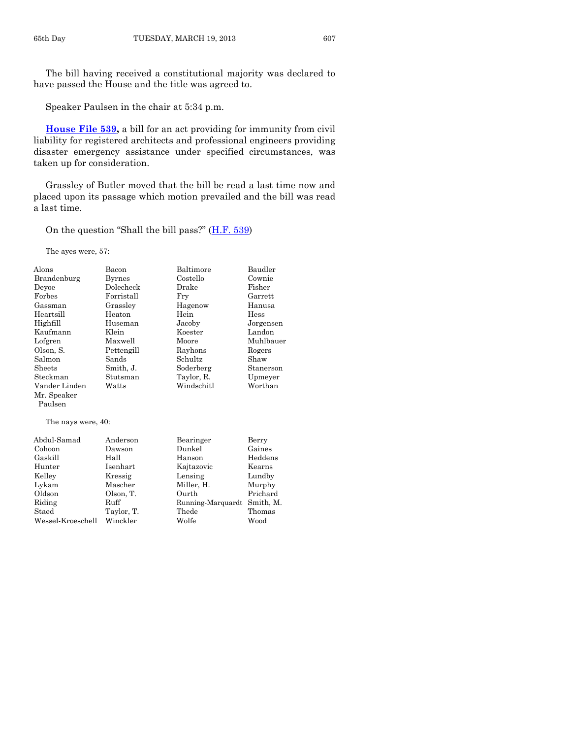The bill having received a constitutional majority was declared to have passed the House and the title was agreed to.

Speaker Paulsen in the chair at 5:34 p.m.

**House File 539,** a bill for an act providing for immunity from civil liability for registered architects and professional engineers providing disaster emergency assistance under specified circumstances, was taken up for consideration.

Grassley of Butler moved that the bill be read a last time now and placed upon its passage which motion prevailed and the bill was read a last time.

On the question "Shall the bill pass?" (H.F. 539)

The ayes were, 57:

| | | | |
|---|---|---|---|
| Alons | Bacon | Baltimore | Baudler |
| Brandenburg | Byrnes | Costello | Cownie |
| Deyoe | Dolecheck | Drake | Fisher |
| Forbes | Forristall | Fry | Garrett |
| Gassman | Grassley | Hagenow | Hanusa |
| Heartsill | Heaton | Hein | Hess |
| Highfill | Huseman | Jacoby | Jorgensen |
| Kaufmann | Klein | Koester | Landon |
| Lofgren | Maxwell | Moore | Muhlbauer |
| Olson, S. | Pettengill | Rayhons | Rogers |
| Salmon | Sands | Schultz | Shaw |
| Sheets | Smith, J. | Soderberg | Stanerson |
| Steckman | Stutsman | Taylor, R. | Upmeyer |
| Vander Linden | Watts | Windschitl | Worthan |
| Mr. Speaker Paulsen | | | |

The nays were, 40:

| | | | |
|---|---|---|---|
| Abdul-Samad | Anderson | Bearinger | Berry |
| Cohoon | Dawson | Dunkel | Gaines |
| Gaskill | Hall | Hanson | Heddens |
| Hunter | Isenhart | Kajtazovic | Kearns |
| Kelley | Kressig | Lensing | Lundby |
| Lykam | Mascher | Miller, H. | Murphy |
| Oldson | Olson, T. | Ourth | Prichard |
| Riding | Ruff | Running-Marquardt | Smith, M. |
| Staed | Taylor, T. | Thede | Thomas |
| Wessel-Kroeschell | Winckler | Wolfe | Wood |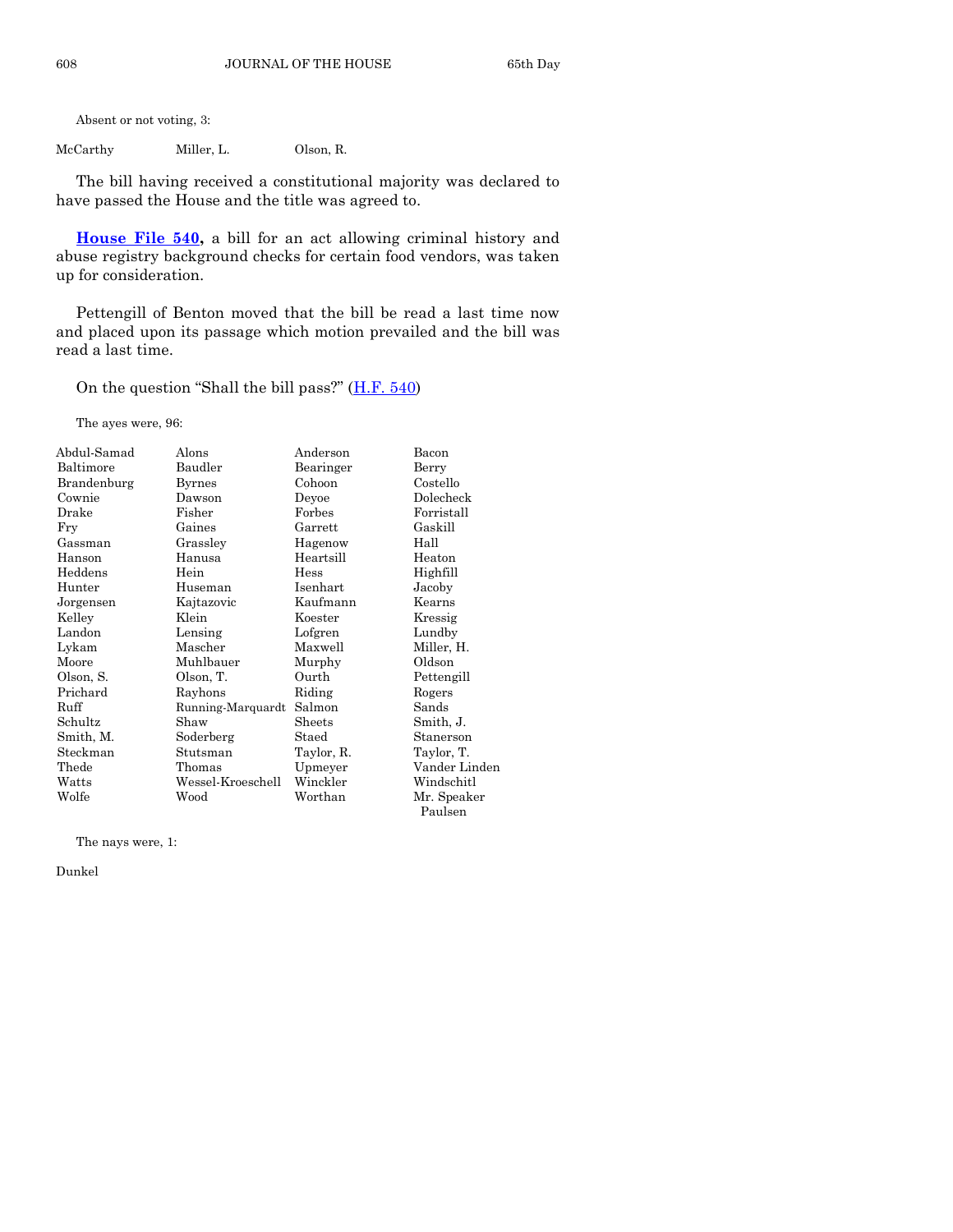Absent or not voting, 3:

| | | |
|---|---|---|
| McCarthy | Miller, L. | Olson, R. |

The bill having received a constitutional majority was declared to have passed the House and the title was agreed to.

**House File 540,** a bill for an act allowing criminal history and abuse registry background checks for certain food vendors, was taken up for consideration.

Pettengill of Benton moved that the bill be read a last time now and placed upon its passage which motion prevailed and the bill was read a last time.

On the question "Shall the bill pass?" (H.F. 540)

The ayes were, 96:

| | | | |
|---|---|---|---|
| Abdul-Samad | Alons | Anderson | Bacon |
| Baltimore | Baudler | Bearinger | Berry |
| Brandenburg | Byrnes | Cohoon | Costello |
| Cownie | Dawson | Deyoe | Dolecheck |
| Drake | Fisher | Forbes | Forristall |
| Fry | Gaines | Garrett | Gaskill |
| Gassman | Grassley | Hagenow | Hall |
| Hanson | Hanusa | Heartsill | Heaton |
| Heddens | Hein | Hess | Highfill |
| Hunter | Huseman | Isenhart | Jacoby |
| Jorgensen | Kajtazovic | Kaufmann | Kearns |
| Kelley | Klein | Koester | Kressig |
| Landon | Lensing | Lofgren | Lundby |
| Lykam | Mascher | Maxwell | Miller, H. |
| Moore | Muhlbauer | Murphy | Oldson |
| Olson, S. | Olson, T. | Ourth | Pettengill |
| Prichard | Rayhons | Riding | Rogers |
| Ruff | Running-Marquardt | Salmon | Sands |
| Schultz | Shaw | Sheets | Smith, J. |
| Smith, M. | Soderberg | Staed | Stanerson |
| Steckman | Stutsman | Taylor, R. | Taylor, T. |
| Thede | Thomas | Upmeyer | Vander Linden |
| Watts | Wessel-Kroeschell | Winckler | Windschitl |
| Wolfe | Wood | Worthan | Mr. Speaker Paulsen |

The nays were, 1:

Dunkel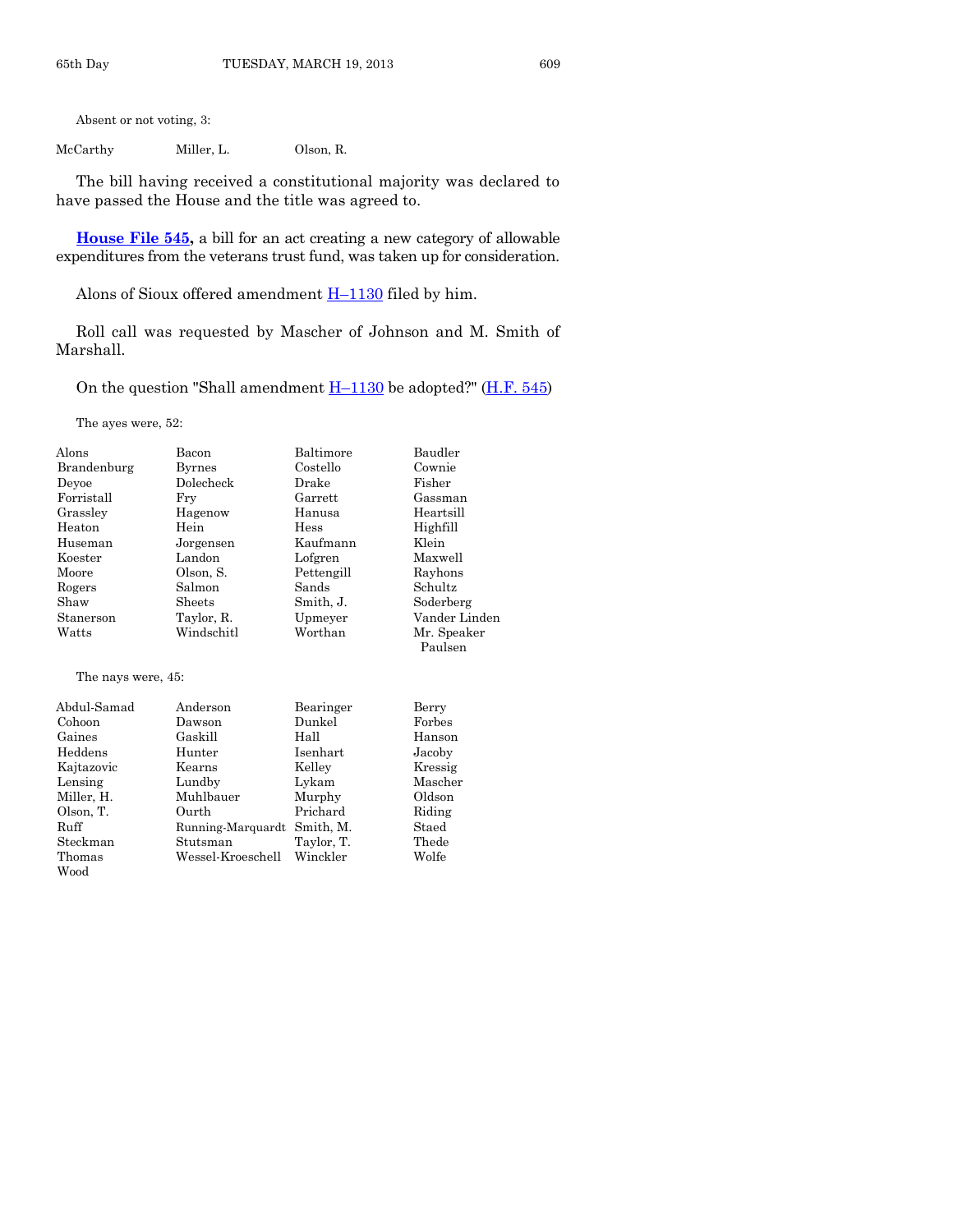Absent or not voting, 3:

| | | |
|---|---|---|
| McCarthy | Miller, L. | Olson, R. |

The bill having received a constitutional majority was declared to have passed the House and the title was agreed to.

**House File 545,** a bill for an act creating a new category of allowable expenditures from the veterans trust fund, was taken up for consideration.

Alons of Sioux offered amendment H–1130 filed by him.

Roll call was requested by Mascher of Johnson and M. Smith of Marshall.

On the question "Shall amendment H–1130 be adopted?" (H.F. 545)

The ayes were, 52:

| | | | |
|---|---|---|---|
| Alons | Bacon | Baltimore | Baudler |
| Brandenburg | Byrnes | Costello | Cownie |
| Deyoe | Dolecheck | Drake | Fisher |
| Forristall | Fry | Garrett | Gassman |
| Grassley | Hagenow | Hanusa | Heartsill |
| Heaton | Hein | Hess | Highfill |
| Huseman | Jorgensen | Kaufmann | Klein |
| Koester | Landon | Lofgren | Maxwell |
| Moore | Olson, S. | Pettengill | Rayhons |
| Rogers | Salmon | Sands | Schultz |
| Shaw | Sheets | Smith, J. | Soderberg |
| Stanerson | Taylor, R. | Upmeyer | Vander Linden |
| Watts | Windschitl | Worthan | Mr. Speaker Paulsen |

The nays were, 45:

| | | | |
|---|---|---|---|
| Abdul-Samad | Anderson | Bearinger | Berry |
| Cohoon | Dawson | Dunkel | Forbes |
| Gaines | Gaskill | Hall | Hanson |
| Heddens | Hunter | Isenhart | Jacoby |
| Kajtazovic | Kearns | Kelley | Kressig |
| Lensing | Lundby | Lykam | Mascher |
| Miller, H. | Muhlbauer | Murphy | Oldson |
| Olson, T. | Ourth | Prichard | Riding |
| Ruff | Running-Marquardt | Smith, M. | Staed |
| Steckman | Stutsman | Taylor, T. | Thede |
| Thomas | Wessel-Kroeschell | Winckler | Wolfe |
| Wood | | | |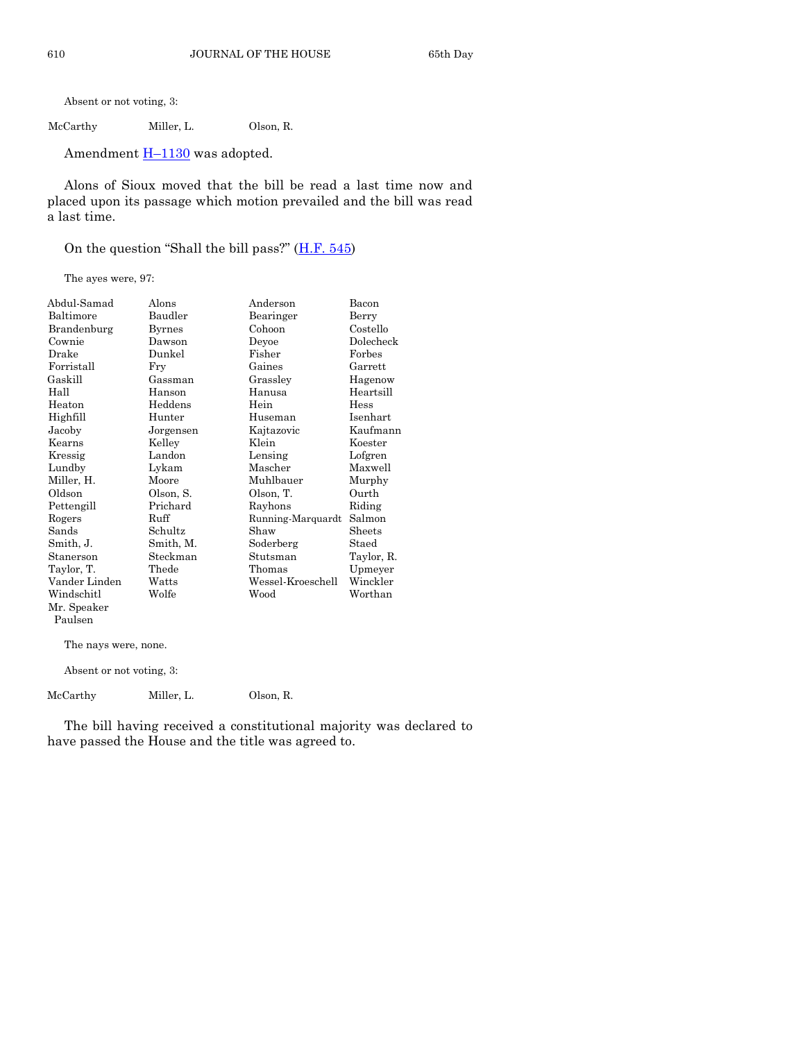Absent or not voting, 3:

| | | |
|---|---|---|
| McCarthy | Miller, L. | Olson, R. |

Amendment H–1130 was adopted.

Alons of Sioux moved that the bill be read a last time now and placed upon its passage which motion prevailed and the bill was read a last time.

On the question "Shall the bill pass?" (H.F. 545)

The ayes were, 97:

| | | | |
|---|---|---|---|
| Abdul-Samad | Alons | Anderson | Bacon |
| Baltimore | Baudler | Bearinger | Berry |
| Brandenburg | Byrnes | Cohoon | Costello |
| Cownie | Dawson | Deyoe | Dolecheck |
| Drake | Dunkel | Fisher | Forbes |
| Forristall | Fry | Gaines | Garrett |
| Gaskill | Gassman | Grassley | Hagenow |
| Hall | Hanson | Hanusa | Heartsill |
| Heaton | Heddens | Hein | Hess |
| Highfill | Hunter | Huseman | Isenhart |
| Jacoby | Jorgensen | Kajtazovic | Kaufmann |
| Kearns | Kelley | Klein | Koester |
| Kressig | Landon | Lensing | Lofgren |
| Lundby | Lykam | Mascher | Maxwell |
| Miller, H. | Moore | Muhlbauer | Murphy |
| Oldson | Olson, S. | Olson, T. | Ourth |
| Pettengill | Prichard | Rayhons | Riding |
| Rogers | Ruff | Running-Marquardt | Salmon |
| Sands | Schultz | Shaw | Sheets |
| Smith, J. | Smith, M. | Soderberg | Staed |
| Stanerson | Steckman | Stutsman | Taylor, R. |
| Taylor, T. | Thede | Thomas | Upmeyer |
| Vander Linden | Watts | Wessel-Kroeschell | Winckler |
| Windschitl | Wolfe | Wood | Worthan |
| Mr. Speaker Paulsen | | | |

The nays were, none.

Absent or not voting, 3:

| | | |
|---|---|---|
| McCarthy | Miller, L. | Olson, R. |

The bill having received a constitutional majority was declared to have passed the House and the title was agreed to.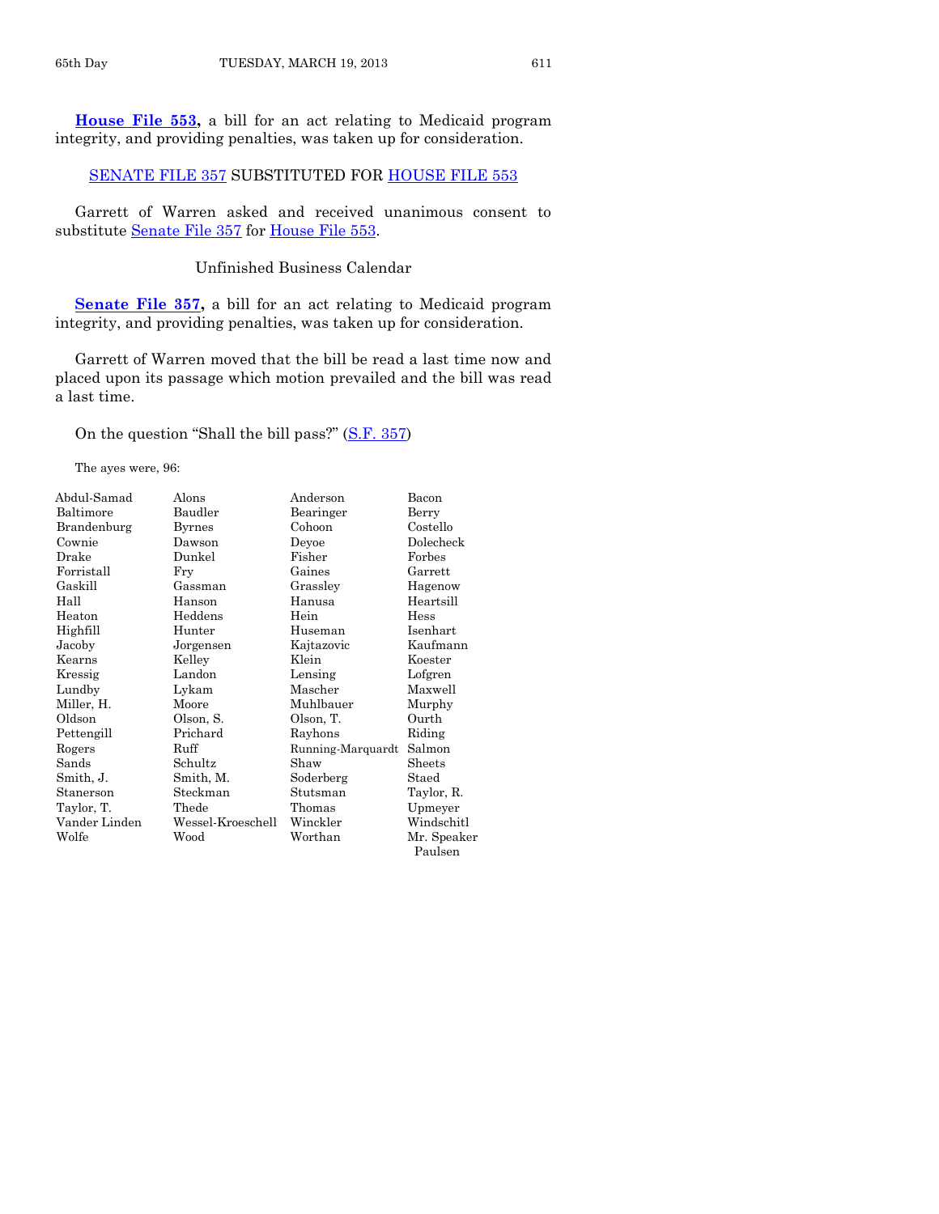**House File 553,** a bill for an act relating to Medicaid program integrity, and providing penalties, was taken up for consideration.

SENATE FILE 357 SUBSTITUTED FOR HOUSE FILE 553

Garrett of Warren asked and received unanimous consent to substitute Senate File 357 for House File 553.

Unfinished Business Calendar

**Senate File 357,** a bill for an act relating to Medicaid program integrity, and providing penalties, was taken up for consideration.

Garrett of Warren moved that the bill be read a last time now and placed upon its passage which motion prevailed and the bill was read a last time.

On the question "Shall the bill pass?" (S.F. 357)

The ayes were, 96:

| | | | |
|---|---|---|---|
| Abdul-Samad | Alons | Anderson | Bacon |
| Baltimore | Baudler | Bearinger | Berry |
| Brandenburg | Byrnes | Cohoon | Costello |
| Cownie | Dawson | Deyoe | Dolecheck |
| Drake | Dunkel | Fisher | Forbes |
| Forristall | Fry | Gaines | Garrett |
| Gaskill | Gassman | Grassley | Hagenow |
| Hall | Hanson | Hanusa | Heartsill |
| Heaton | Heddens | Hein | Hess |
| Highfill | Hunter | Huseman | Isenhart |
| Jacoby | Jorgensen | Kajtazovic | Kaufmann |
| Kearns | Kelley | Klein | Koester |
| Kressig | Landon | Lensing | Lofgren |
| Lundby | Lykam | Mascher | Maxwell |
| Miller, H. | Moore | Muhlbauer | Murphy |
| Oldson | Olson, S. | Olson, T. | Ourth |
| Pettengill | Prichard | Rayhons | Riding |
| Rogers | Ruff | Running-Marquardt | Salmon |
| Sands | Schultz | Shaw | Sheets |
| Smith, J. | Smith, M. | Soderberg | Staed |
| Stanerson | Steckman | Stutsman | Taylor, R. |
| Taylor, T. | Thede | Thomas | Upmeyer |
| Vander Linden | Wessel-Kroeschell | Winckler | Windschitl |
| Wolfe | Wood | Worthan | Mr. Speaker Paulsen |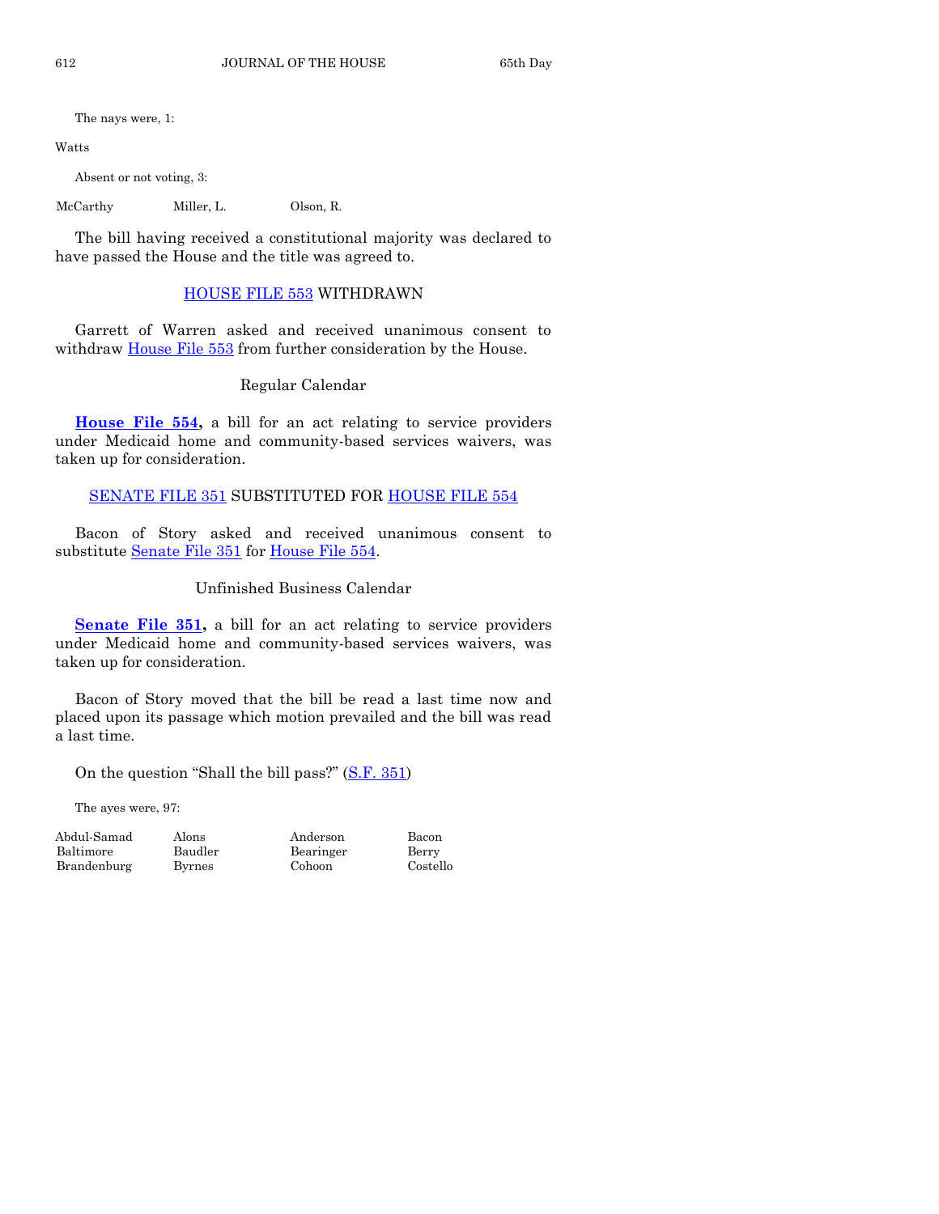The nays were, 1:

Watts

Absent or not voting, 3:

| | | |
|---|---|---|
| McCarthy | Miller, L. | Olson, R. |

The bill having received a constitutional majority was declared to have passed the House and the title was agreed to.

## HOUSE FILE 553 WITHDRAWN

Garrett of Warren asked and received unanimous consent to withdraw House File 553 from further consideration by the House.

## Regular Calendar

**House File 554,** a bill for an act relating to service providers under Medicaid home and community-based services waivers, was taken up for consideration.

## SENATE FILE 351 SUBSTITUTED FOR HOUSE FILE 554

Bacon of Story asked and received unanimous consent to substitute Senate File 351 for House File 554.

## Unfinished Business Calendar

**Senate File 351,** a bill for an act relating to service providers under Medicaid home and community-based services waivers, was taken up for consideration.

Bacon of Story moved that the bill be read a last time now and placed upon its passage which motion prevailed and the bill was read a last time.

On the question "Shall the bill pass?" (S.F. 351)

The ayes were, 97:

| | | | |
|---|---|---|---|
| Abdul-Samad | Alons | Anderson | Bacon |
| Baltimore | Baudler | Bearinger | Berry |
| Brandenburg | Byrnes | Cohoon | Costello |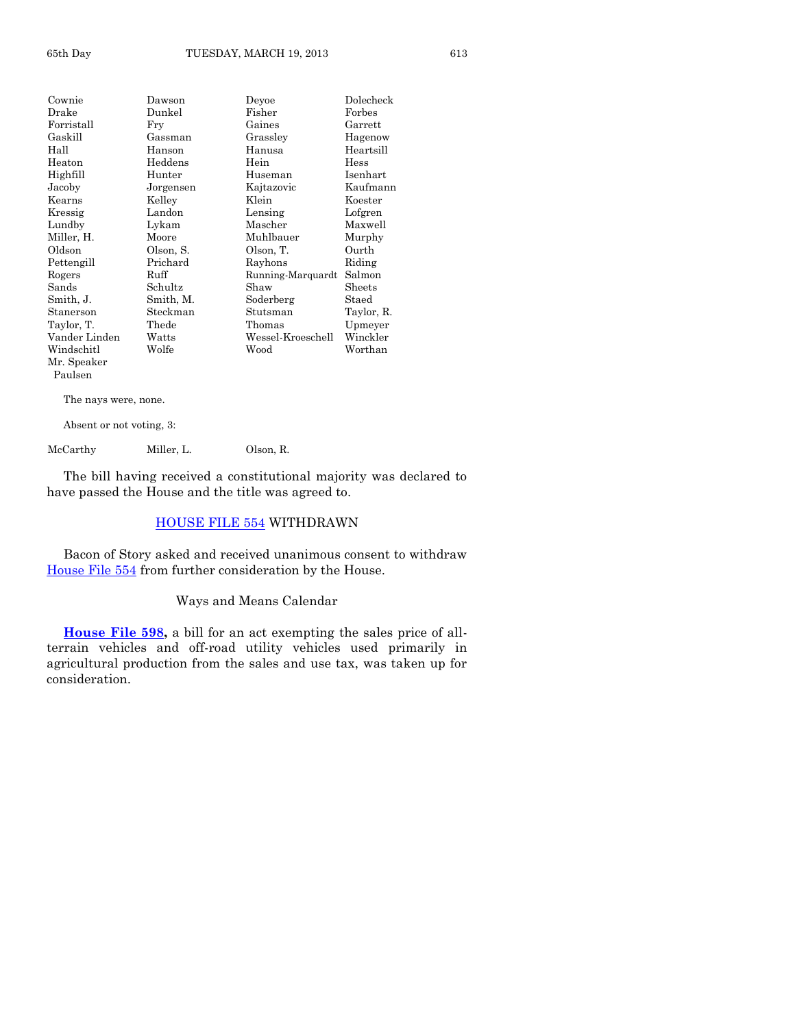| | | | |
|---|---|---|---|
| Cownie | Dawson | Deyoe | Dolecheck |
| Drake | Dunkel | Fisher | Forbes |
| Forristall | Fry | Gaines | Garrett |
| Gaskill | Gassman | Grassley | Hagenow |
| Hall | Hanson | Hanusa | Heartsill |
| Heaton | Heddens | Hein | Hess |
| Highfill | Hunter | Huseman | Isenhart |
| Jacoby | Jorgensen | Kajtazovic | Kaufmann |
| Kearns | Kelley | Klein | Koester |
| Kressig | Landon | Lensing | Lofgren |
| Lundby | Lykam | Mascher | Maxwell |
| Miller, H. | Moore | Muhlbauer | Murphy |
| Oldson | Olson, S. | Olson, T. | Ourth |
| Pettengill | Prichard | Rayhons | Riding |
| Rogers | Ruff | Running-Marquardt | Salmon |
| Sands | Schultz | Shaw | Sheets |
| Smith, J. | Smith, M. | Soderberg | Staed |
| Stanerson | Steckman | Stutsman | Taylor, R. |
| Taylor, T. | Thede | Thomas | Upmeyer |
| Vander Linden | Watts | Wessel-Kroeschell | Winckler |
| Windschitl | Wolfe | Wood | Worthan |
| Mr. Speaker Paulsen | | | |

The nays were, none.

Absent or not voting, 3:

| | | |
|---|---|---|
| McCarthy | Miller, L. | Olson, R. |

The bill having received a constitutional majority was declared to have passed the House and the title was agreed to.

## HOUSE FILE 554 WITHDRAWN

Bacon of Story asked and received unanimous consent to withdraw House File 554 from further consideration by the House.

## Ways and Means Calendar

**House File 598,** a bill for an act exempting the sales price of all-terrain vehicles and off-road utility vehicles used primarily in agricultural production from the sales and use tax, was taken up for consideration.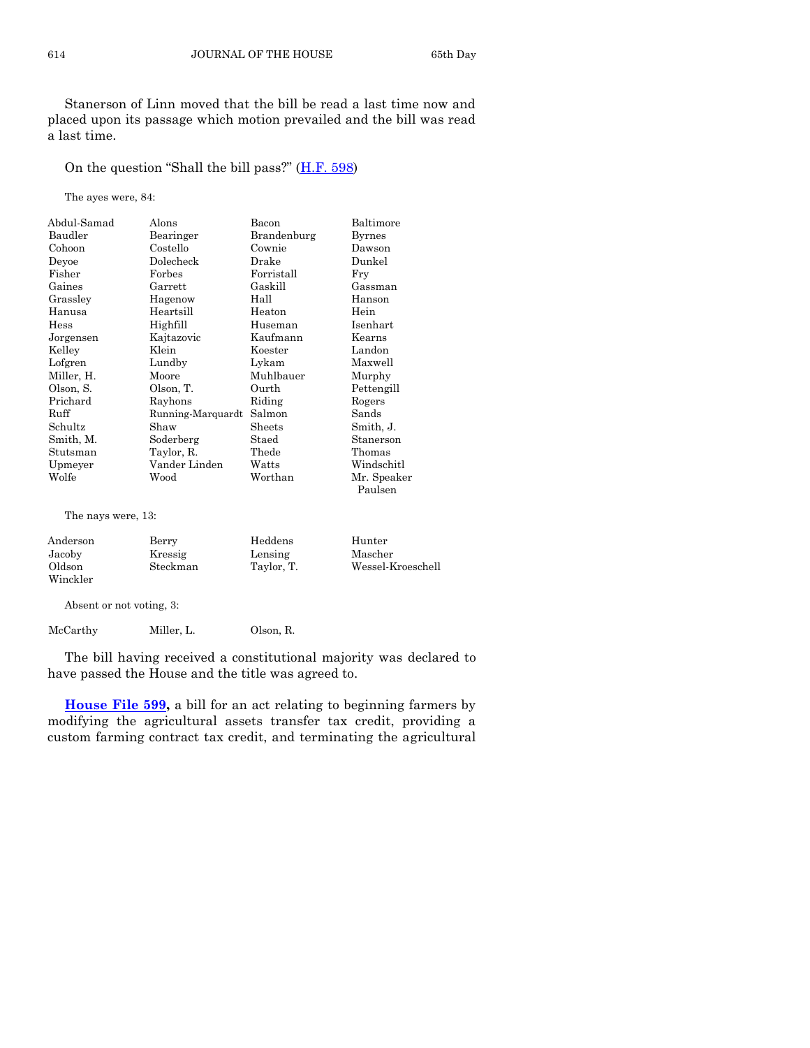Stanerson of Linn moved that the bill be read a last time now and placed upon its passage which motion prevailed and the bill was read a last time.

On the question "Shall the bill pass?" (H.F. 598)

The ayes were, 84:

| | | | |
|---|---|---|---|
| Abdul-Samad | Alons | Bacon | Baltimore |
| Baudler | Bearinger | Brandenburg | Byrnes |
| Cohoon | Costello | Cownie | Dawson |
| Deyoe | Dolecheck | Drake | Dunkel |
| Fisher | Forbes | Forristall | Fry |
| Gaines | Garrett | Gaskill | Gassman |
| Grassley | Hagenow | Hall | Hanson |
| Hanusa | Heartsill | Heaton | Hein |
| Hess | Highfill | Huseman | Isenhart |
| Jorgensen | Kajtazovic | Kaufmann | Kearns |
| Kelley | Klein | Koester | Landon |
| Lofgren | Lundby | Lykam | Maxwell |
| Miller, H. | Moore | Muhlbauer | Murphy |
| Olson, S. | Olson, T. | Ourth | Pettengill |
| Prichard | Rayhons | Riding | Rogers |
| Ruff | Running-Marquardt | Salmon | Sands |
| Schultz | Shaw | Sheets | Smith, J. |
| Smith, M. | Soderberg | Staed | Stanerson |
| Stutsman | Taylor, R. | Thede | Thomas |
| Upmeyer | Vander Linden | Watts | Windschitl |
| Wolfe | Wood | Worthan | Mr. Speaker Paulsen |

The nays were, 13:

| | | | |
|---|---|---|---|
| Anderson | Berry | Heddens | Hunter |
| Jacoby | Kressig | Lensing | Mascher |
| Oldson | Steckman | Taylor, T. | Wessel-Kroeschell |
| Winckler | | | |

Absent or not voting, 3:

| | | |
|---|---|---|
| McCarthy | Miller, L. | Olson, R. |

The bill having received a constitutional majority was declared to have passed the House and the title was agreed to.

**House File 599,** a bill for an act relating to beginning farmers by modifying the agricultural assets transfer tax credit, providing a custom farming contract tax credit, and terminating the agricultural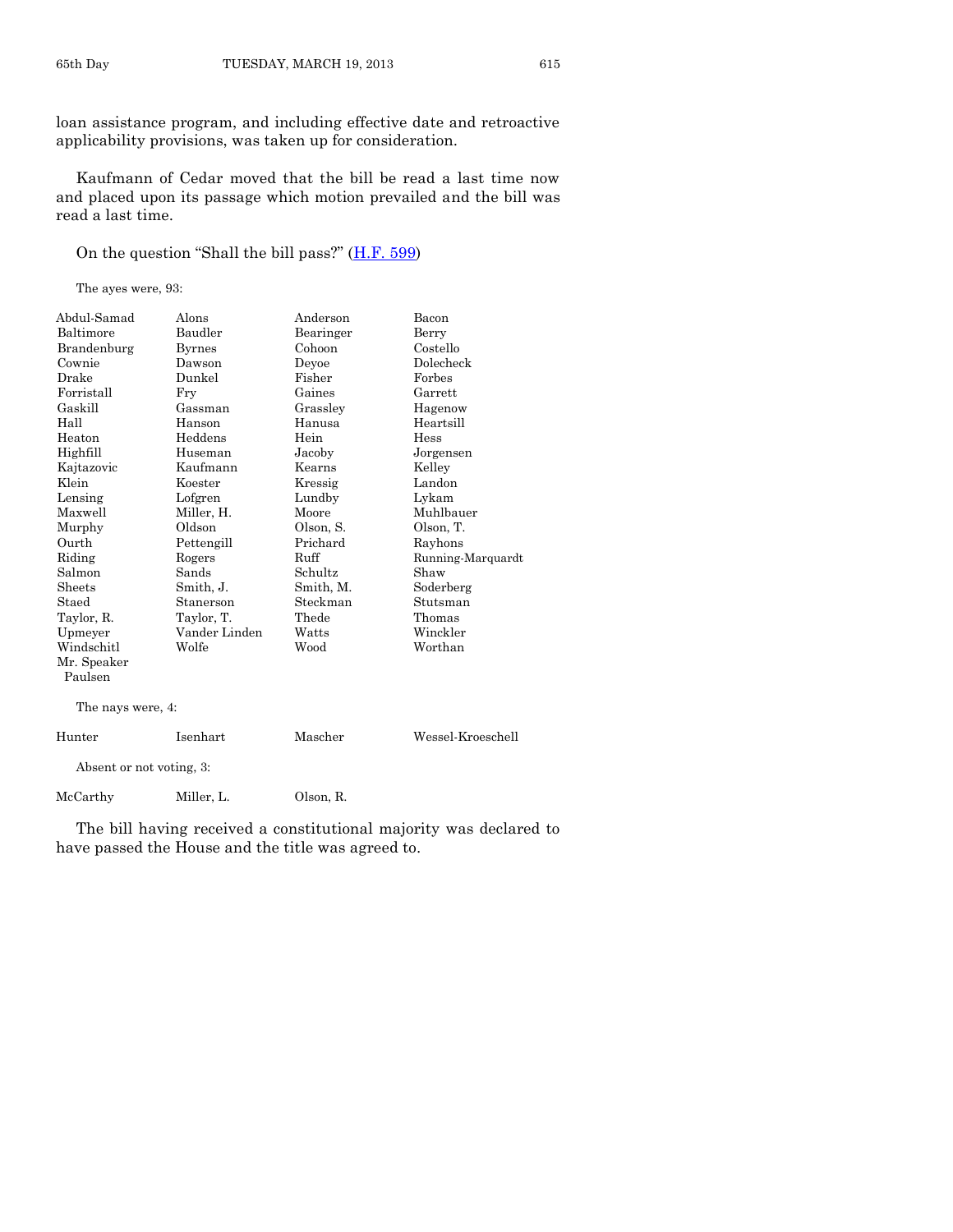loan assistance program, and including effective date and retroactive applicability provisions, was taken up for consideration.

Kaufmann of Cedar moved that the bill be read a last time now and placed upon its passage which motion prevailed and the bill was read a last time.

On the question "Shall the bill pass?" (H.F. 599)

The ayes were, 93:

| | | | |
|---|---|---|---|
| Abdul-Samad | Alons | Anderson | Bacon |
| Baltimore | Baudler | Bearinger | Berry |
| Brandenburg | Byrnes | Cohoon | Costello |
| Cownie | Dawson | Deyoe | Dolecheck |
| Drake | Dunkel | Fisher | Forbes |
| Forristall | Fry | Gaines | Garrett |
| Gaskill | Gassman | Grassley | Hagenow |
| Hall | Hanson | Hanusa | Heartsill |
| Heaton | Heddens | Hein | Hess |
| Highfill | Huseman | Jacoby | Jorgensen |
| Kajtazovic | Kaufmann | Kearns | Kelley |
| Klein | Koester | Kressig | Landon |
| Lensing | Lofgren | Lundby | Lykam |
| Maxwell | Miller, H. | Moore | Muhlbauer |
| Murphy | Oldson | Olson, S. | Olson, T. |
| Ourth | Pettengill | Prichard | Rayhons |
| Riding | Rogers | Ruff | Running-Marquardt |
| Salmon | Sands | Schultz | Shaw |
| Sheets | Smith, J. | Smith, M. | Soderberg |
| Staed | Stanerson | Steckman | Stutsman |
| Taylor, R. | Taylor, T. | Thede | Thomas |
| Upmeyer | Vander Linden | Watts | Winckler |
| Windschitl | Wolfe | Wood | Worthan |
| Mr. Speaker Paulsen | | | |

The nays were, 4:

| | | | |
|---|---|---|---|
| Hunter | Isenhart | Mascher | Wessel-Kroeschell |

Absent or not voting, 3:

| | | |
|---|---|---|
| McCarthy | Miller, L. | Olson, R. |

The bill having received a constitutional majority was declared to have passed the House and the title was agreed to.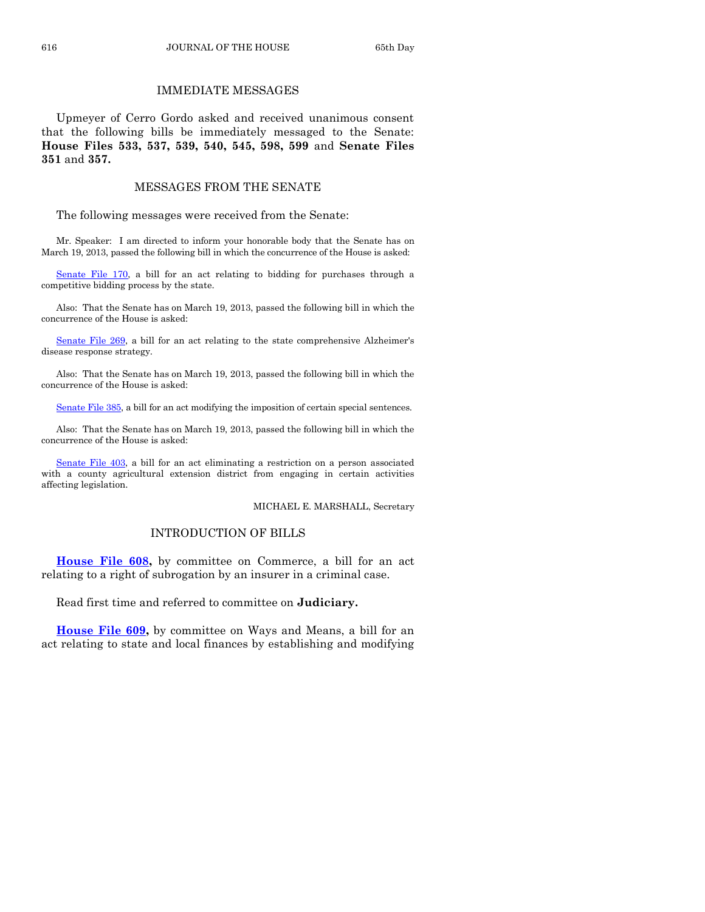## IMMEDIATE MESSAGES

Upmeyer of Cerro Gordo asked and received unanimous consent that the following bills be immediately messaged to the Senate: **House Files 533, 537, 539, 540, 545, 598, 599** and **Senate Files 351** and **357.**

## MESSAGES FROM THE SENATE

The following messages were received from the Senate:

Mr. Speaker: I am directed to inform your honorable body that the Senate has on March 19, 2013, passed the following bill in which the concurrence of the House is asked:

Senate File 170, a bill for an act relating to bidding for purchases through a competitive bidding process by the state.

Also: That the Senate has on March 19, 2013, passed the following bill in which the concurrence of the House is asked:

Senate File 269, a bill for an act relating to the state comprehensive Alzheimer's disease response strategy.

Also: That the Senate has on March 19, 2013, passed the following bill in which the concurrence of the House is asked:

Senate File 385, a bill for an act modifying the imposition of certain special sentences.

Also: That the Senate has on March 19, 2013, passed the following bill in which the concurrence of the House is asked:

Senate File 403, a bill for an act eliminating a restriction on a person associated with a county agricultural extension district from engaging in certain activities affecting legislation.

MICHAEL E. MARSHALL, Secretary

## INTRODUCTION OF BILLS

**House File 608,** by committee on Commerce, a bill for an act relating to a right of subrogation by an insurer in a criminal case.

Read first time and referred to committee on **Judiciary.**

**House File 609,** by committee on Ways and Means, a bill for an act relating to state and local finances by establishing and modifying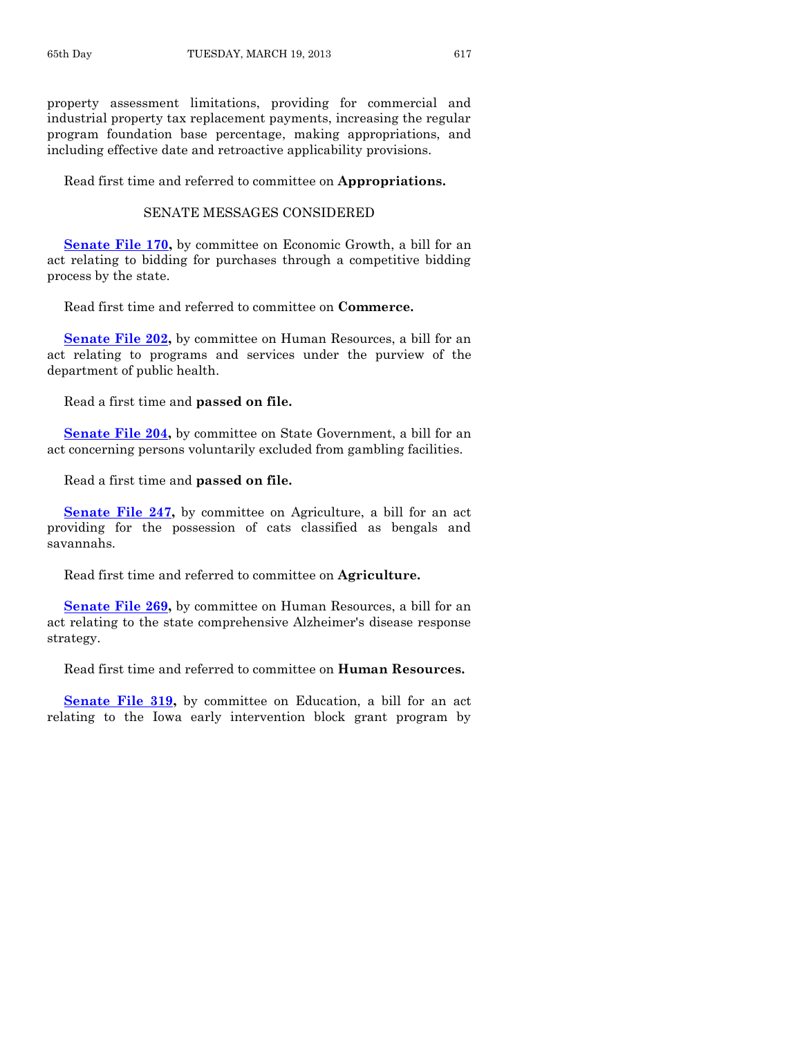property assessment limitations, providing for commercial and industrial property tax replacement payments, increasing the regular program foundation base percentage, making appropriations, and including effective date and retroactive applicability provisions.

Read first time and referred to committee on **Appropriations.**

## SENATE MESSAGES CONSIDERED

**Senate File 170,** by committee on Economic Growth, a bill for an act relating to bidding for purchases through a competitive bidding process by the state.

Read first time and referred to committee on **Commerce.**

**Senate File 202,** by committee on Human Resources, a bill for an act relating to programs and services under the purview of the department of public health.

Read a first time and **passed on file.**

**Senate File 204,** by committee on State Government, a bill for an act concerning persons voluntarily excluded from gambling facilities.

Read a first time and **passed on file.**

**Senate File 247,** by committee on Agriculture, a bill for an act providing for the possession of cats classified as bengals and savannahs.

Read first time and referred to committee on **Agriculture.**

**Senate File 269,** by committee on Human Resources, a bill for an act relating to the state comprehensive Alzheimer's disease response strategy.

Read first time and referred to committee on **Human Resources.**

**Senate File 319,** by committee on Education, a bill for an act relating to the Iowa early intervention block grant program by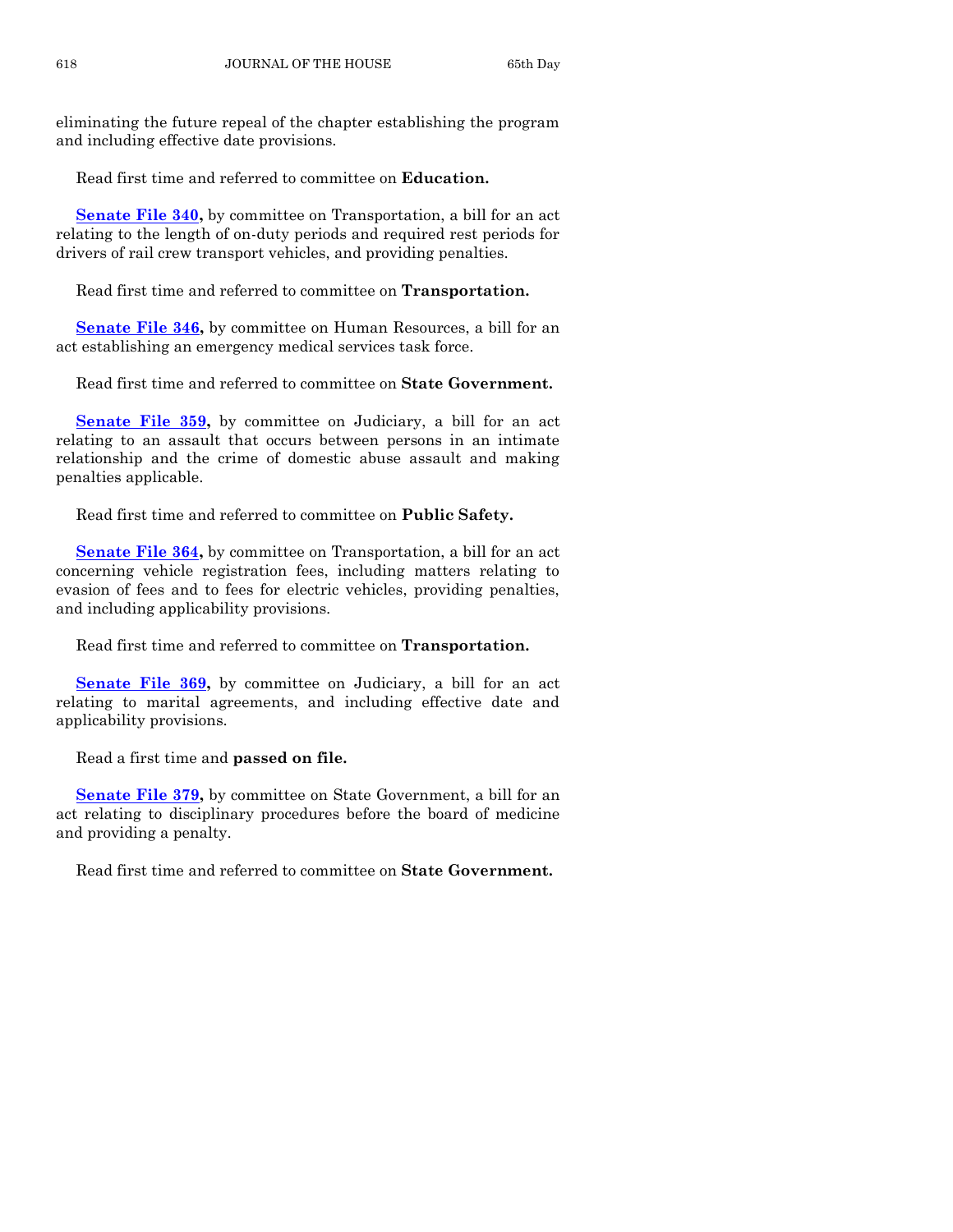eliminating the future repeal of the chapter establishing the program and including effective date provisions.

Read first time and referred to committee on **Education.**

**Senate File 340,** by committee on Transportation, a bill for an act relating to the length of on-duty periods and required rest periods for drivers of rail crew transport vehicles, and providing penalties.

Read first time and referred to committee on **Transportation.**

**Senate File 346,** by committee on Human Resources, a bill for an act establishing an emergency medical services task force.

Read first time and referred to committee on **State Government.**

**Senate File 359,** by committee on Judiciary, a bill for an act relating to an assault that occurs between persons in an intimate relationship and the crime of domestic abuse assault and making penalties applicable.

Read first time and referred to committee on **Public Safety.**

**Senate File 364,** by committee on Transportation, a bill for an act concerning vehicle registration fees, including matters relating to evasion of fees and to fees for electric vehicles, providing penalties, and including applicability provisions.

Read first time and referred to committee on **Transportation.**

**Senate File 369,** by committee on Judiciary, a bill for an act relating to marital agreements, and including effective date and applicability provisions.

Read a first time and **passed on file.**

**Senate File 379,** by committee on State Government, a bill for an act relating to disciplinary procedures before the board of medicine and providing a penalty.

Read first time and referred to committee on **State Government.**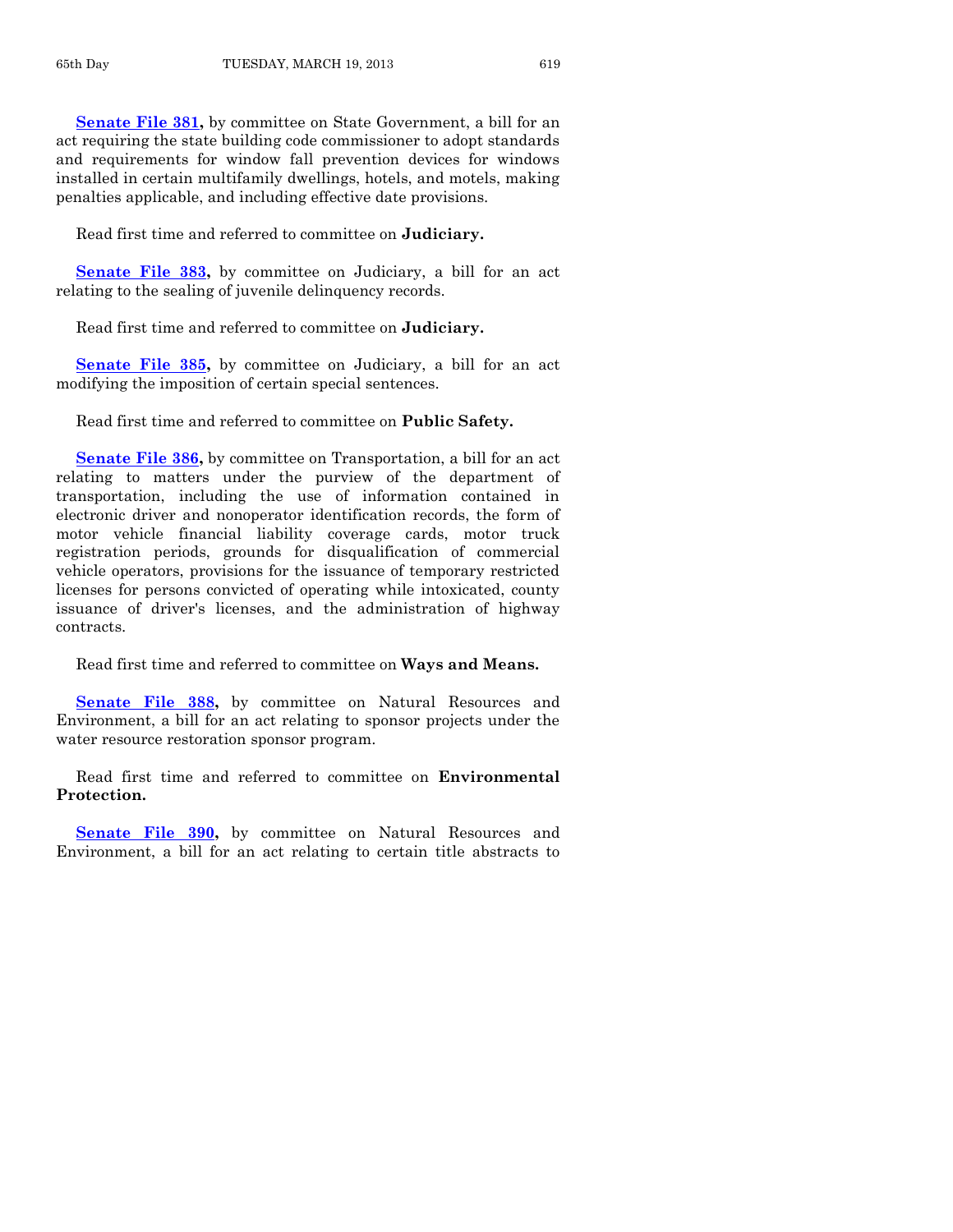**Senate File 381,** by committee on State Government, a bill for an act requiring the state building code commissioner to adopt standards and requirements for window fall prevention devices for windows installed in certain multifamily dwellings, hotels, and motels, making penalties applicable, and including effective date provisions.

Read first time and referred to committee on **Judiciary.**

**Senate File 383,** by committee on Judiciary, a bill for an act relating to the sealing of juvenile delinquency records.

Read first time and referred to committee on **Judiciary.**

**Senate File 385,** by committee on Judiciary, a bill for an act modifying the imposition of certain special sentences.

Read first time and referred to committee on **Public Safety.**

**Senate File 386,** by committee on Transportation, a bill for an act relating to matters under the purview of the department of transportation, including the use of information contained in electronic driver and nonoperator identification records, the form of motor vehicle financial liability coverage cards, motor truck registration periods, grounds for disqualification of commercial vehicle operators, provisions for the issuance of temporary restricted licenses for persons convicted of operating while intoxicated, county issuance of driver's licenses, and the administration of highway contracts.

Read first time and referred to committee on **Ways and Means.**

**Senate File 388,** by committee on Natural Resources and Environment, a bill for an act relating to sponsor projects under the water resource restoration sponsor program.

Read first time and referred to committee on **Environmental Protection.**

**Senate File 390,** by committee on Natural Resources and Environment, a bill for an act relating to certain title abstracts to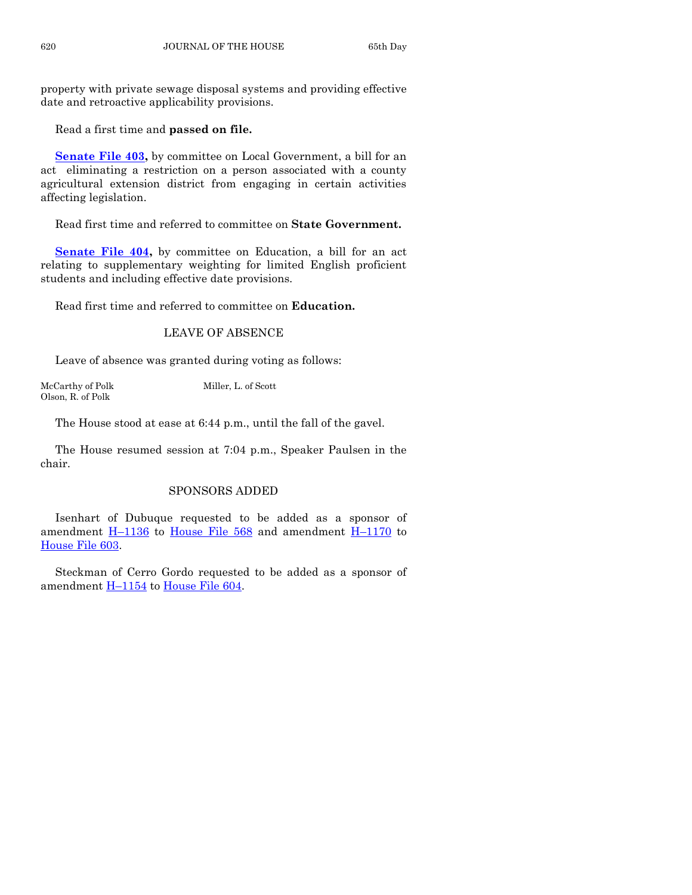property with private sewage disposal systems and providing effective date and retroactive applicability provisions.

Read a first time and **passed on file.**

**Senate File 403,** by committee on Local Government, a bill for an act eliminating a restriction on a person associated with a county agricultural extension district from engaging in certain activities affecting legislation.

Read first time and referred to committee on **State Government.**

**Senate File 404,** by committee on Education, a bill for an act relating to supplementary weighting for limited English proficient students and including effective date provisions.

Read first time and referred to committee on **Education.**

## LEAVE OF ABSENCE

Leave of absence was granted during voting as follows:

McCarthy of Polk
Miller, L. of Scott
Olson, R. of Polk

The House stood at ease at 6:44 p.m., until the fall of the gavel.

The House resumed session at 7:04 p.m., Speaker Paulsen in the chair.

## SPONSORS ADDED

Isenhart of Dubuque requested to be added as a sponsor of amendment H–1136 to House File 568 and amendment H–1170 to House File 603.

Steckman of Cerro Gordo requested to be added as a sponsor of amendment H–1154 to House File 604.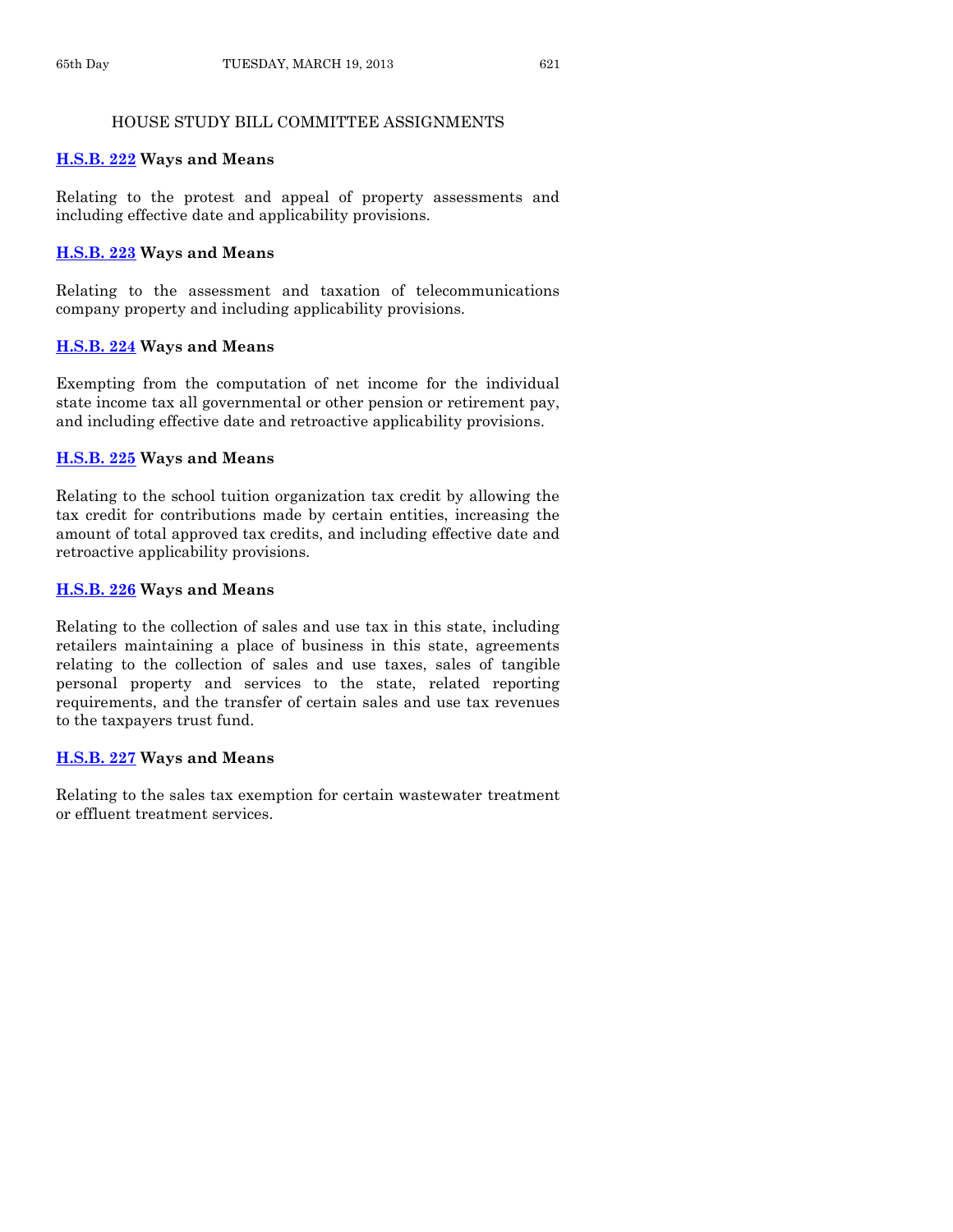## HOUSE STUDY BILL COMMITTEE ASSIGNMENTS

**H.S.B. 222 Ways and Means**

Relating to the protest and appeal of property assessments and including effective date and applicability provisions.

**H.S.B. 223 Ways and Means**

Relating to the assessment and taxation of telecommunications company property and including applicability provisions.

**H.S.B. 224 Ways and Means**

Exempting from the computation of net income for the individual state income tax all governmental or other pension or retirement pay, and including effective date and retroactive applicability provisions.

**H.S.B. 225 Ways and Means**

Relating to the school tuition organization tax credit by allowing the tax credit for contributions made by certain entities, increasing the amount of total approved tax credits, and including effective date and retroactive applicability provisions.

**H.S.B. 226 Ways and Means**

Relating to the collection of sales and use tax in this state, including retailers maintaining a place of business in this state, agreements relating to the collection of sales and use taxes, sales of tangible personal property and services to the state, related reporting requirements, and the transfer of certain sales and use tax revenues to the taxpayers trust fund.

**H.S.B. 227 Ways and Means**

Relating to the sales tax exemption for certain wastewater treatment or effluent treatment services.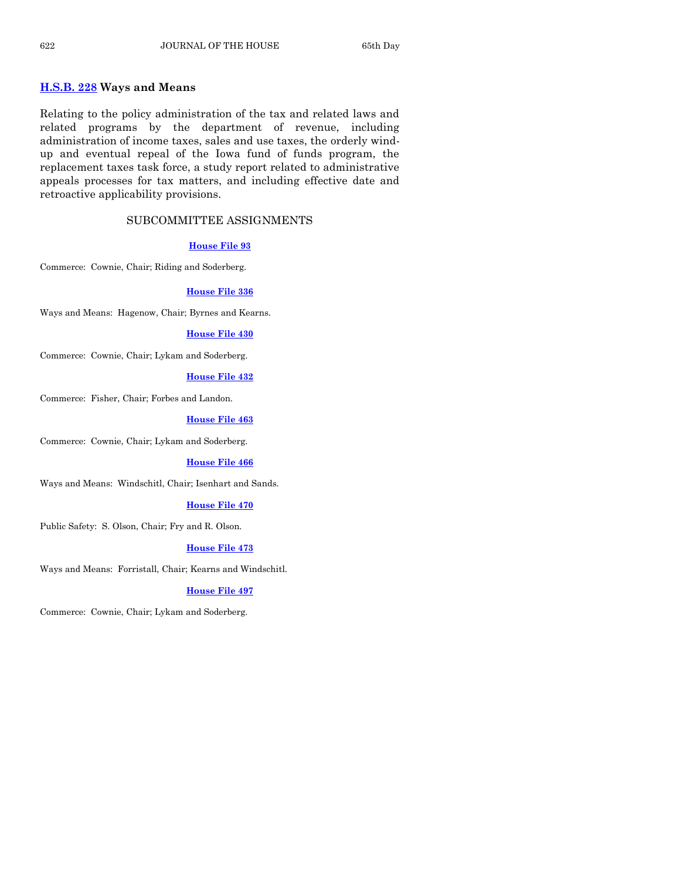**H.S.B. 228 Ways and Means**

Relating to the policy administration of the tax and related laws and related programs by the department of revenue, including administration of income taxes, sales and use taxes, the orderly wind-up and eventual repeal of the Iowa fund of funds program, the replacement taxes task force, a study report related to administrative appeals processes for tax matters, and including effective date and retroactive applicability provisions.

## SUBCOMMITTEE ASSIGNMENTS

**House File 93**

Commerce: Cownie, Chair; Riding and Soderberg.

**House File 336**

Ways and Means: Hagenow, Chair; Byrnes and Kearns.

**House File 430**

Commerce: Cownie, Chair; Lykam and Soderberg.

**House File 432**

Commerce: Fisher, Chair; Forbes and Landon.

**House File 463**

Commerce: Cownie, Chair; Lykam and Soderberg.

**House File 466**

Ways and Means: Windschitl, Chair; Isenhart and Sands.

**House File 470**

Public Safety: S. Olson, Chair; Fry and R. Olson.

**House File 473**

Ways and Means: Forristall, Chair; Kearns and Windschitl.

**House File 497**

Commerce: Cownie, Chair; Lykam and Soderberg.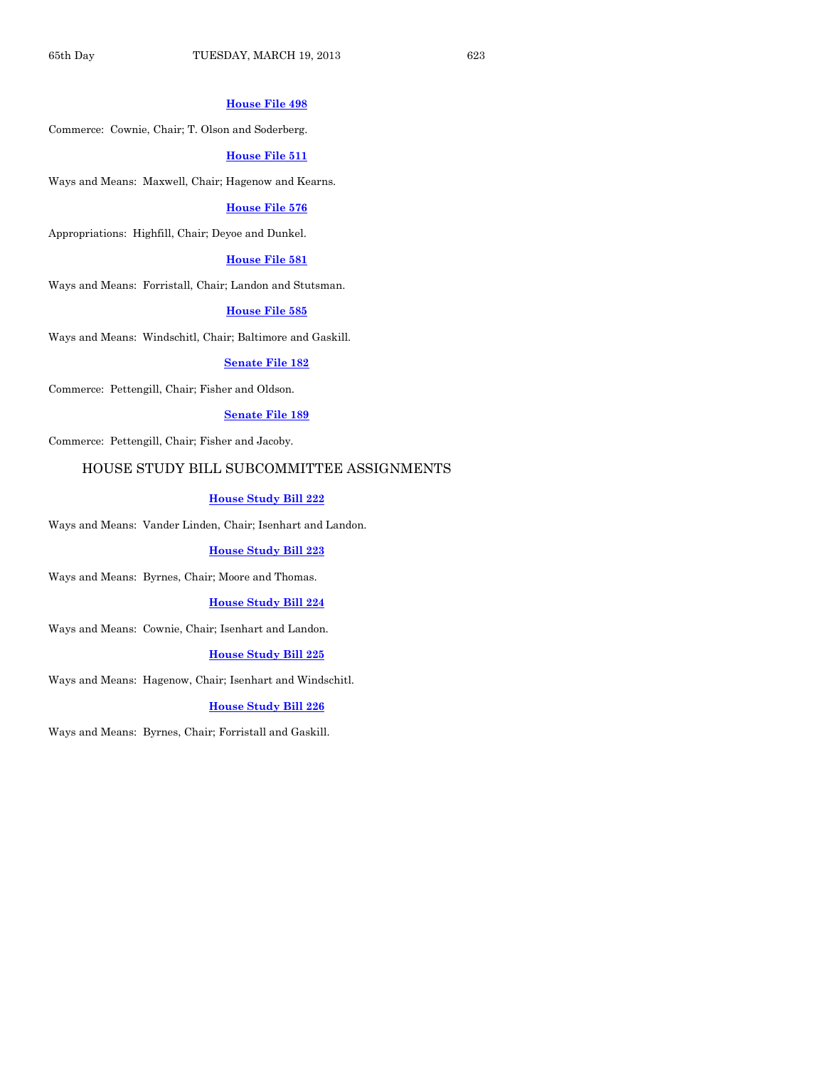**House File 498**

Commerce: Cownie, Chair; T. Olson and Soderberg.

**House File 511**

Ways and Means: Maxwell, Chair; Hagenow and Kearns.

**House File 576**

Appropriations: Highfill, Chair; Deyoe and Dunkel.

**House File 581**

Ways and Means: Forristall, Chair; Landon and Stutsman.

**House File 585**

Ways and Means: Windschitl, Chair; Baltimore and Gaskill.

**Senate File 182**

Commerce: Pettengill, Chair; Fisher and Oldson.

**Senate File 189**

Commerce: Pettengill, Chair; Fisher and Jacoby.

## HOUSE STUDY BILL SUBCOMMITTEE ASSIGNMENTS

**House Study Bill 222**

Ways and Means: Vander Linden, Chair; Isenhart and Landon.

**House Study Bill 223**

Ways and Means: Byrnes, Chair; Moore and Thomas.

**House Study Bill 224**

Ways and Means: Cownie, Chair; Isenhart and Landon.

**House Study Bill 225**

Ways and Means: Hagenow, Chair; Isenhart and Windschitl.

**House Study Bill 226**

Ways and Means: Byrnes, Chair; Forristall and Gaskill.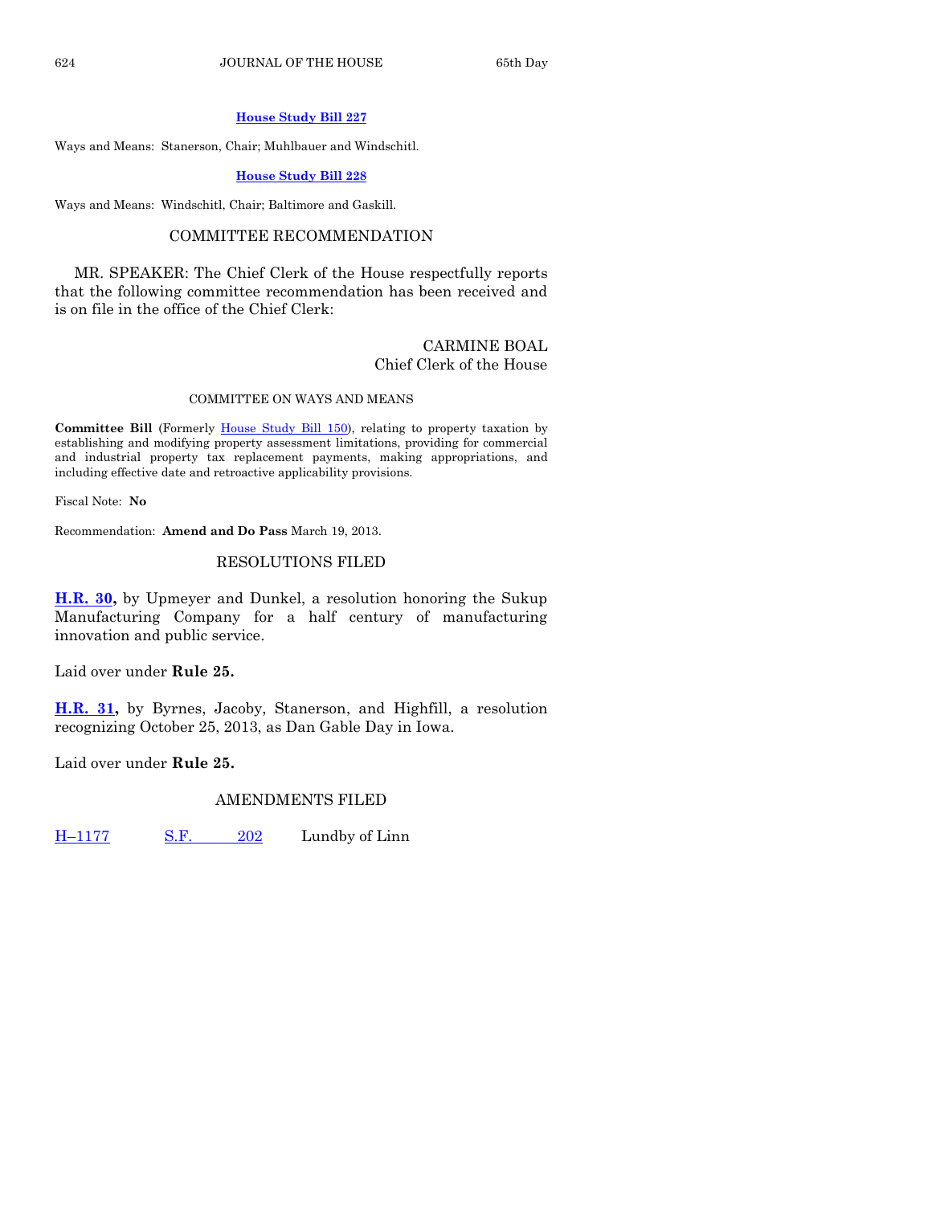**House Study Bill 227**

Ways and Means: Stanerson, Chair; Muhlbauer and Windschitl.

**House Study Bill 228**

Ways and Means: Windschitl, Chair; Baltimore and Gaskill.

## COMMITTEE RECOMMENDATION

MR. SPEAKER: The Chief Clerk of the House respectfully reports that the following committee recommendation has been received and is on file in the office of the Chief Clerk:

CARMINE BOAL
Chief Clerk of the House

### COMMITTEE ON WAYS AND MEANS

**Committee Bill** (Formerly House Study Bill 150), relating to property taxation by establishing and modifying property assessment limitations, providing for commercial and industrial property tax replacement payments, making appropriations, and including effective date and retroactive applicability provisions.

Fiscal Note: **No**

Recommendation: **Amend and Do Pass** March 19, 2013.

## RESOLUTIONS FILED

**H.R. 30,** by Upmeyer and Dunkel, a resolution honoring the Sukup Manufacturing Company for a half century of manufacturing innovation and public service.

Laid over under **Rule 25.**

**H.R. 31,** by Byrnes, Jacoby, Stanerson, and Highfill, a resolution recognizing October 25, 2013, as Dan Gable Day in Iowa.

Laid over under **Rule 25.**

## AMENDMENTS FILED

| | | |
|---|---|---|
| H–1177 | S.F. 202 | Lundby of Linn |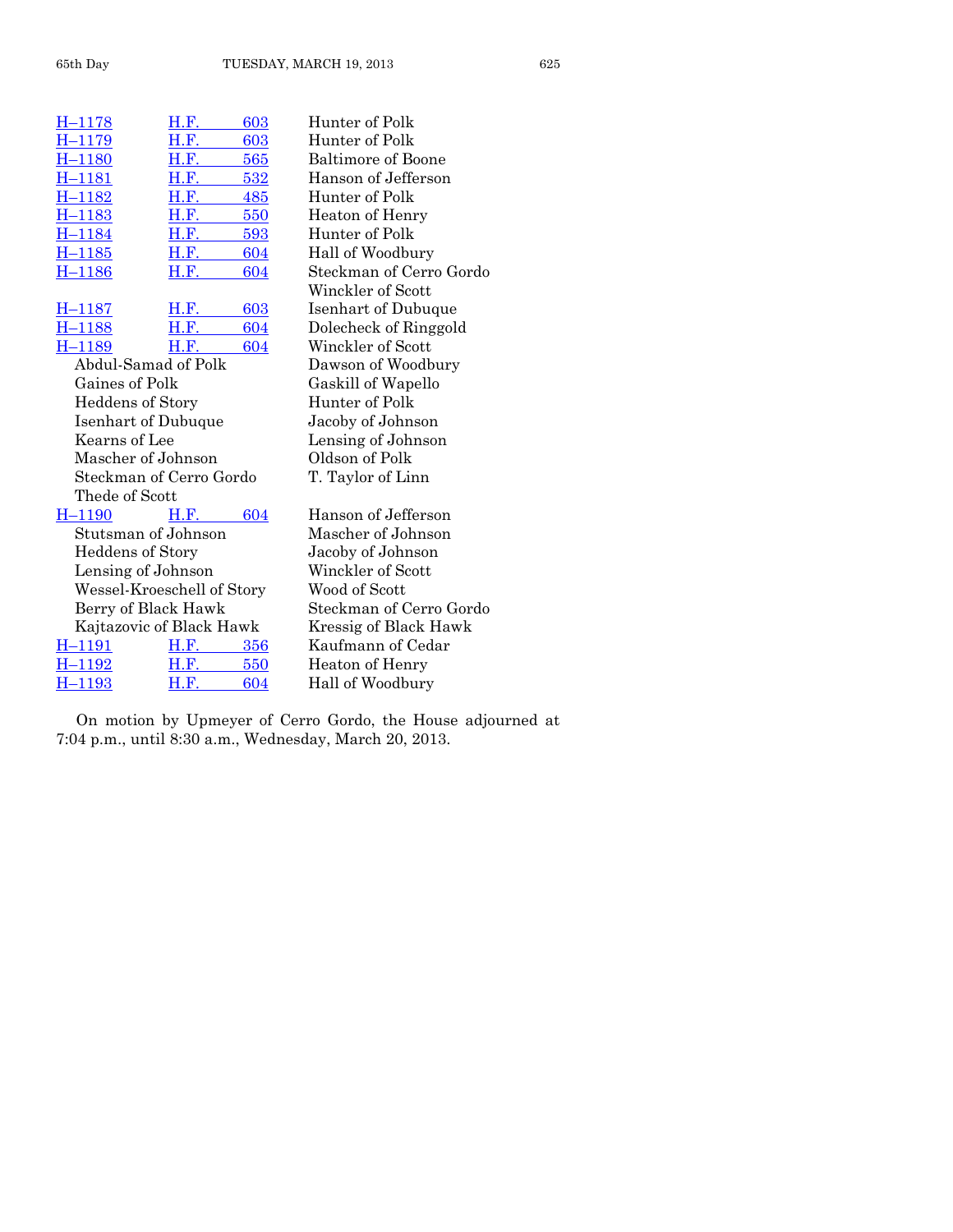| | | |
|---|---|---|
| H–1178 | H.F. 603 | Hunter of Polk |
| H–1179 | H.F. 603 | Hunter of Polk |
| H–1180 | H.F. 565 | Baltimore of Boone |
| H–1181 | H.F. 532 | Hanson of Jefferson |
| H–1182 | H.F. 485 | Hunter of Polk |
| H–1183 | H.F. 550 | Heaton of Henry |
| H–1184 | H.F. 593 | Hunter of Polk |
| H–1185 | H.F. 604 | Hall of Woodbury |
| H–1186 | H.F. 604 | Steckman of Cerro Gordo |
| | | Winckler of Scott |
| H–1187 | H.F. 603 | Isenhart of Dubuque |
| H–1188 | H.F. 604 | Dolecheck of Ringgold |
| H–1189 | H.F. 604 | Winckler of Scott |

Abdul-Samad of Polk
Dawson of Woodbury
Gaines of Polk
Gaskill of Wapello
Heddens of Story
Hunter of Polk
Isenhart of Dubuque
Jacoby of Johnson
Kearns of Lee
Lensing of Johnson
Mascher of Johnson
Oldson of Polk
Steckman of Cerro Gordo
T. Taylor of Linn
Thede of Scott

| | | |
|---|---|---|
| H–1190 | H.F. 604 | Hanson of Jefferson |

Stutsman of Johnson
Mascher of Johnson
Heddens of Story
Jacoby of Johnson
Lensing of Johnson
Winckler of Scott
Wessel-Kroeschell of Story
Wood of Scott
Berry of Black Hawk
Steckman of Cerro Gordo
Kajtazovic of Black Hawk
Kressig of Black Hawk

| | | |
|---|---|---|
| H–1191 | H.F. 356 | Kaufmann of Cedar |
| H–1192 | H.F. 550 | Heaton of Henry |
| H–1193 | H.F. 604 | Hall of Woodbury |

On motion by Upmeyer of Cerro Gordo, the House adjourned at 7:04 p.m., until 8:30 a.m., Wednesday, March 20, 2013.